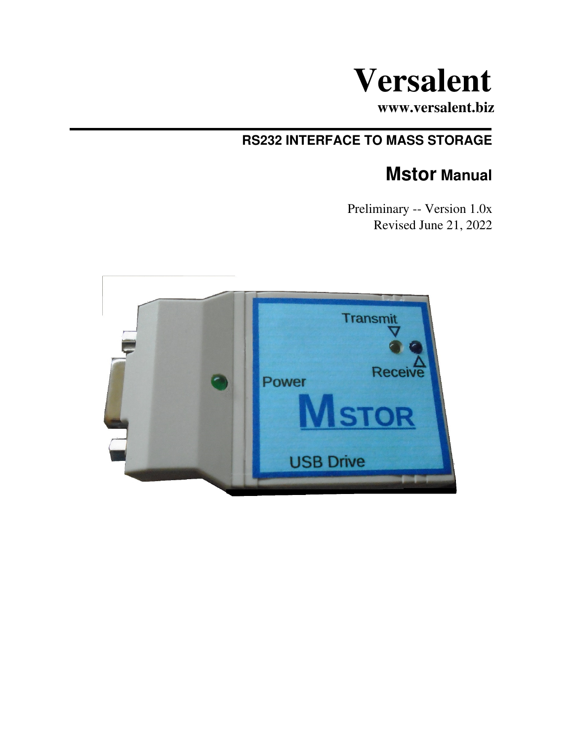# Versalent

**www.versalent.biz**

---

**RS232 INTERFACE TO MASS STORAGE**

## Mstor Manual

Preliminary -- Version 1.0x
Revised June 21, 2022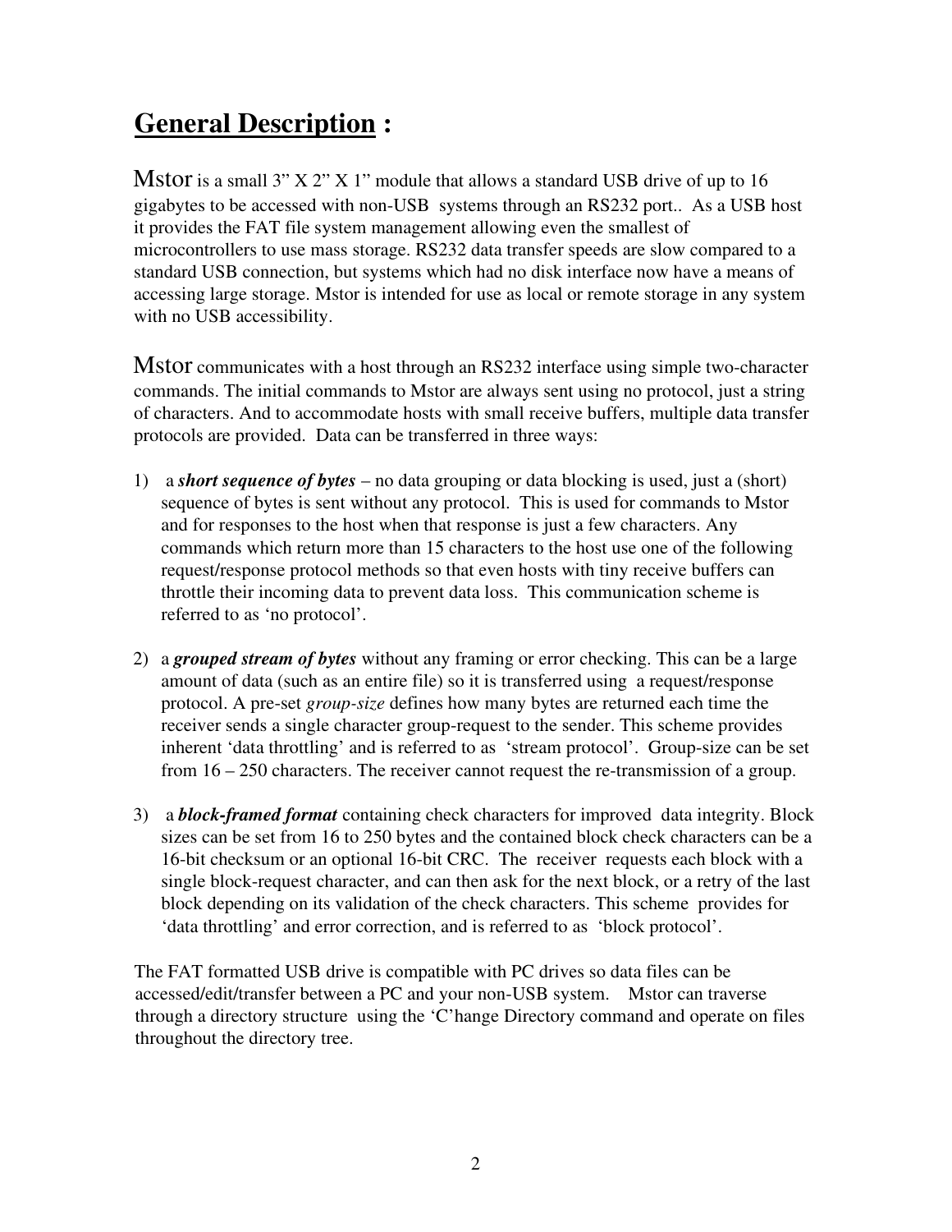# **General Description :**

Mstor is a small 3" X 2" X 1" module that allows a standard USB drive of up to 16 gigabytes to be accessed with non-USB systems through an RS232 port.. As a USB host it provides the FAT file system management allowing even the smallest of microcontrollers to use mass storage. RS232 data transfer speeds are slow compared to a standard USB connection, but systems which had no disk interface now have a means of accessing large storage. Mstor is intended for use as local or remote storage in any system with no USB accessibility.

Mstor communicates with a host through an RS232 interface using simple two-character commands. The initial commands to Mstor are always sent using no protocol, just a string of characters. And to accommodate hosts with small receive buffers, multiple data transfer protocols are provided. Data can be transferred in three ways:

1) a ***short sequence of bytes*** – no data grouping or data blocking is used, just a (short) sequence of bytes is sent without any protocol. This is used for commands to Mstor and for responses to the host when that response is just a few characters. Any commands which return more than 15 characters to the host use one of the following request/response protocol methods so that even hosts with tiny receive buffers can throttle their incoming data to prevent data loss. This communication scheme is referred to as 'no protocol'.

2) a ***grouped stream of bytes*** without any framing or error checking. This can be a large amount of data (such as an entire file) so it is transferred using a request/response protocol. A pre-set *group-size* defines how many bytes are returned each time the receiver sends a single character group-request to the sender. This scheme provides inherent 'data throttling' and is referred to as 'stream protocol'. Group-size can be set from 16 – 250 characters. The receiver cannot request the re-transmission of a group.

3) a ***block-framed format*** containing check characters for improved data integrity. Block sizes can be set from 16 to 250 bytes and the contained block check characters can be a 16-bit checksum or an optional 16-bit CRC. The receiver requests each block with a single block-request character, and can then ask for the next block, or a retry of the last block depending on its validation of the check characters. This scheme provides for 'data throttling' and error correction, and is referred to as 'block protocol'.

The FAT formatted USB drive is compatible with PC drives so data files can be accessed/edit/transfer between a PC and your non-USB system. Mstor can traverse through a directory structure using the 'C'hange Directory command and operate on files throughout the directory tree.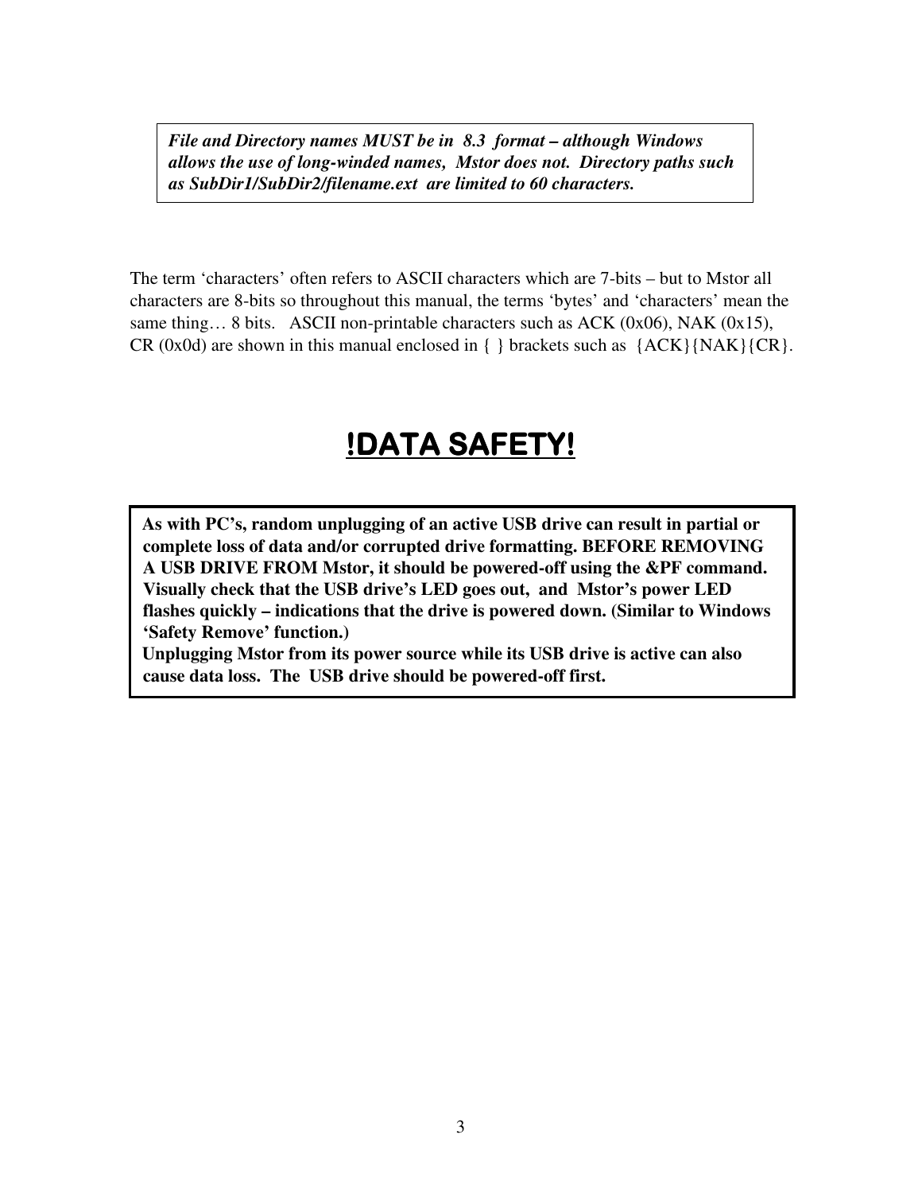***File and Directory names MUST be in 8.3 format – although Windows allows the use of long-winded names, Mstor does not. Directory paths such as SubDir1/SubDir2/filename.ext are limited to 60 characters.***

The term 'characters' often refers to ASCII characters which are 7-bits – but to Mstor all characters are 8-bits so throughout this manual, the terms 'bytes' and 'characters' mean the same thing… 8 bits. ASCII non-printable characters such as ACK (0x06), NAK (0x15), CR (0x0d) are shown in this manual enclosed in { } brackets such as {ACK}{NAK}{CR}.

# !DATA SAFETY!

**As with PC's, random unplugging of an active USB drive can result in partial or complete loss of data and/or corrupted drive formatting. BEFORE REMOVING A USB DRIVE FROM Mstor, it should be powered-off using the &PF command. Visually check that the USB drive's LED goes out, and Mstor's power LED flashes quickly – indications that the drive is powered down. (Similar to Windows 'Safety Remove' function.)**
**Unplugging Mstor from its power source while its USB drive is active can also cause data loss. The USB drive should be powered-off first.**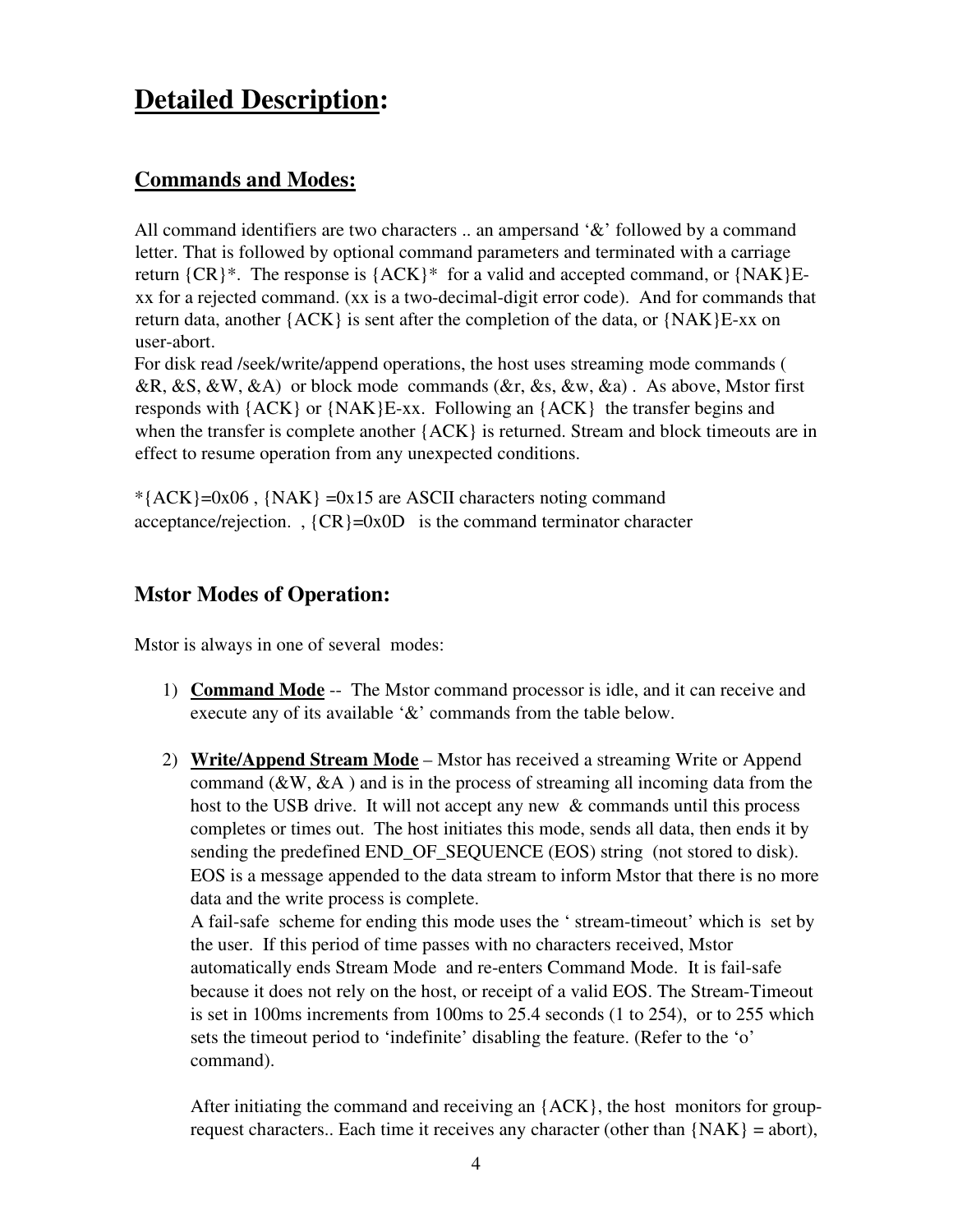# Detailed Description:

## Commands and Modes:

All command identifiers are two characters .. an ampersand '&' followed by a command letter. That is followed by optional command parameters and terminated with a carriage return {CR}*. The response is {ACK}* for a valid and accepted command, or {NAK}E-xx for a rejected command. (xx is a two-decimal-digit error code). And for commands that return data, another {ACK} is sent after the completion of the data, or {NAK}E-xx on user-abort.
For disk read /seek/write/append operations, the host uses streaming mode commands ( &R, &S, &W, &A) or block mode commands (&r, &s, &w, &a) . As above, Mstor first responds with {ACK} or {NAK}E-xx. Following an {ACK} the transfer begins and when the transfer is complete another {ACK} is returned. Stream and block timeouts are in effect to resume operation from any unexpected conditions.

*{ACK}=0x06 , {NAK} =0x15 are ASCII characters noting command acceptance/rejection. , {CR}=0x0D is the command terminator character

## Mstor Modes of Operation:

Mstor is always in one of several modes:

1) **Command Mode** -- The Mstor command processor is idle, and it can receive and execute any of its available '&' commands from the table below.

2) **Write/Append Stream Mode** – Mstor has received a streaming Write or Append command (&W, &A ) and is in the process of streaming all incoming data from the host to the USB drive. It will not accept any new & commands until this process completes or times out. The host initiates this mode, sends all data, then ends it by sending the predefined END_OF_SEQUENCE (EOS) string (not stored to disk). EOS is a message appended to the data stream to inform Mstor that there is no more data and the write process is complete.
A fail-safe scheme for ending this mode uses the ' stream-timeout' which is set by the user. If this period of time passes with no characters received, Mstor automatically ends Stream Mode and re-enters Command Mode. It is fail-safe because it does not rely on the host, or receipt of a valid EOS. The Stream-Timeout is set in 100ms increments from 100ms to 25.4 seconds (1 to 254), or to 255 which sets the timeout period to 'indefinite' disabling the feature. (Refer to the 'o' command).

   After initiating the command and receiving an {ACK}, the host monitors for group-request characters.. Each time it receives any character (other than {NAK} = abort),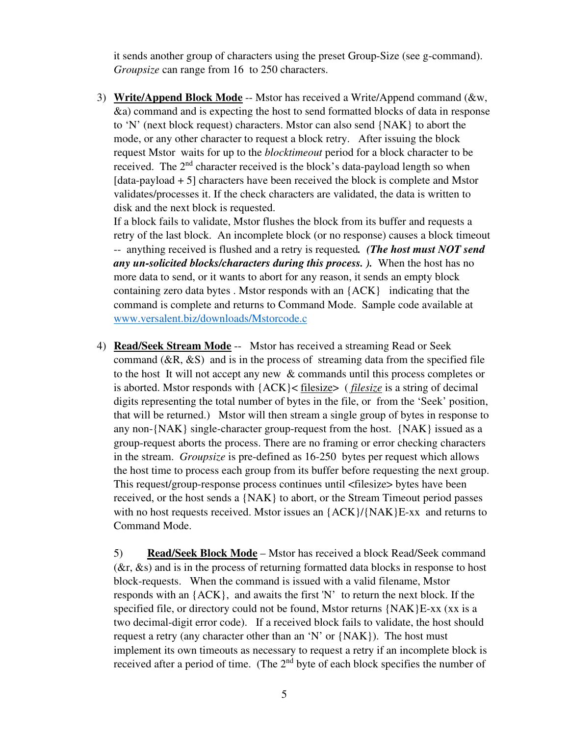it sends another group of characters using the preset Group-Size (see g-command). *Groupsize* can range from 16 to 250 characters.

3) **<u>Write/Append Block Mode</u>** -- Mstor has received a Write/Append command (&w, &a) command and is expecting the host to send formatted blocks of data in response to 'N' (next block request) characters. Mstor can also send {NAK} to abort the mode, or any other character to request a block retry. After issuing the block request Mstor waits for up to the *blocktimeout* period for a block character to be received. The 2nd character received is the block's data-payload length so when [data-payload + 5] characters have been received the block is complete and Mstor validates/processes it. If the check characters are validated, the data is written to disk and the next block is requested.
   If a block fails to validate, Mstor flushes the block from its buffer and requests a retry of the last block. An incomplete block (or no response) causes a block timeout -- anything received is flushed and a retry is requested. ***(The host must NOT send any un-solicited blocks/characters during this process. ).*** When the host has no more data to send, or it wants to abort for any reason, it sends an empty block containing zero data bytes . Mstor responds with an {ACK} indicating that the command is complete and returns to Command Mode. Sample code available at www.versalent.biz/downloads/Mstorcode.c

4) **<u>Read/Seek Stream Mode</u>** -- Mstor has received a streaming Read or Seek command (&R, &S) and is in the process of streaming data from the specified file to the host It will not accept any new & commands until this process completes or is aborted. Mstor responds with {ACK}< <u>filesize</u>> ( *<u>filesize</u>* is a string of decimal digits representing the total number of bytes in the file, or from the 'Seek' position, that will be returned.) Mstor will then stream a single group of bytes in response to any non-{NAK} single-character group-request from the host. {NAK} issued as a group-request aborts the process. There are no framing or error checking characters in the stream. *Groupsize* is pre-defined as 16-250 bytes per request which allows the host time to process each group from its buffer before requesting the next group. This request/group-response process continues until <filesize> bytes have been received, or the host sends a {NAK} to abort, or the Stream Timeout period passes with no host requests received. Mstor issues an {ACK}/{NAK}E-xx and returns to Command Mode.

5) **<u>Read/Seek Block Mode</u>** – Mstor has received a block Read/Seek command (&r, &s) and is in the process of returning formatted data blocks in response to host block-requests. When the command is issued with a valid filename, Mstor responds with an {ACK}, and awaits the first 'N' to return the next block. If the specified file, or directory could not be found, Mstor returns {NAK}E-xx (xx is a two decimal-digit error code). If a received block fails to validate, the host should request a retry (any character other than an 'N' or {NAK}). The host must implement its own timeouts as necessary to request a retry if an incomplete block is received after a period of time. (The 2nd byte of each block specifies the number of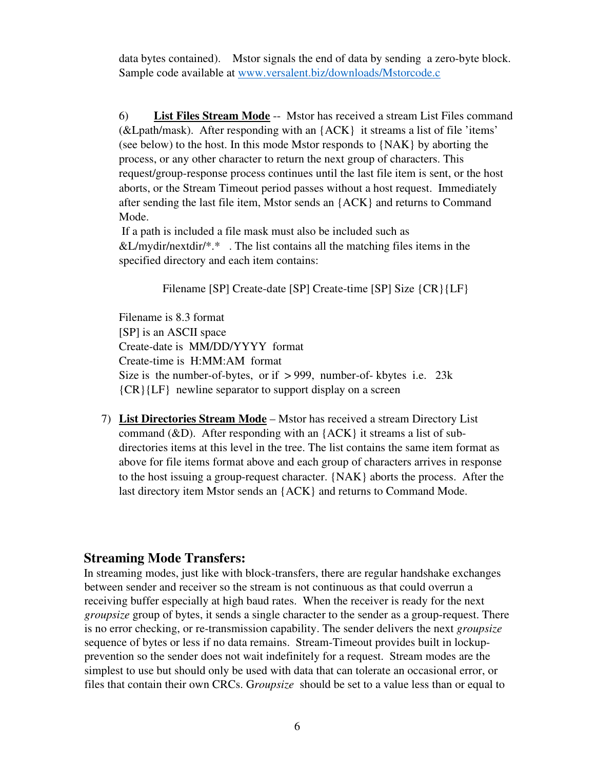data bytes contained). Mstor signals the end of data by sending a zero-byte block. Sample code available at [www.versalent.biz/downloads/Mstorcode.c](www.versalent.biz/downloads/Mstorcode.c)

6) **List Files Stream Mode** -- Mstor has received a stream List Files command (&Lpath/mask). After responding with an {ACK} it streams a list of file 'items' (see below) to the host. In this mode Mstor responds to {NAK} by aborting the process, or any other character to return the next group of characters. This request/group-response process continues until the last file item is sent, or the host aborts, or the Stream Timeout period passes without a host request. Immediately after sending the last file item, Mstor sends an {ACK} and returns to Command Mode.
If a path is included a file mask must also be included such as &L/mydir/nextdir/*.* . The list contains all the matching files items in the specified directory and each item contains:

Filename [SP] Create-date [SP] Create-time [SP] Size {CR}{LF}

Filename is 8.3 format
[SP] is an ASCII space
Create-date is MM/DD/YYYY format
Create-time is H:MM:AM format
Size is the number-of-bytes, or if > 999, number-of- kbytes i.e. 23k
{CR}{LF} newline separator to support display on a screen

7) **List Directories Stream Mode** – Mstor has received a stream Directory List command (&D). After responding with an {ACK} it streams a list of sub-directories items at this level in the tree. The list contains the same item format as above for file items format above and each group of characters arrives in response to the host issuing a group-request character. {NAK} aborts the process. After the last directory item Mstor sends an {ACK} and returns to Command Mode.

## Streaming Mode Transfers:

In streaming modes, just like with block-transfers, there are regular handshake exchanges between sender and receiver so the stream is not continuous as that could overrun a receiving buffer especially at high baud rates. When the receiver is ready for the next *groupsize* group of bytes, it sends a single character to the sender as a group-request. There is no error checking, or re-transmission capability. The sender delivers the next *groupsize* sequence of bytes or less if no data remains. Stream-Timeout provides built in lockup-prevention so the sender does not wait indefinitely for a request. Stream modes are the simplest to use but should only be used with data that can tolerate an occasional error, or files that contain their own CRCs. G*roupsize* should be set to a value less than or equal to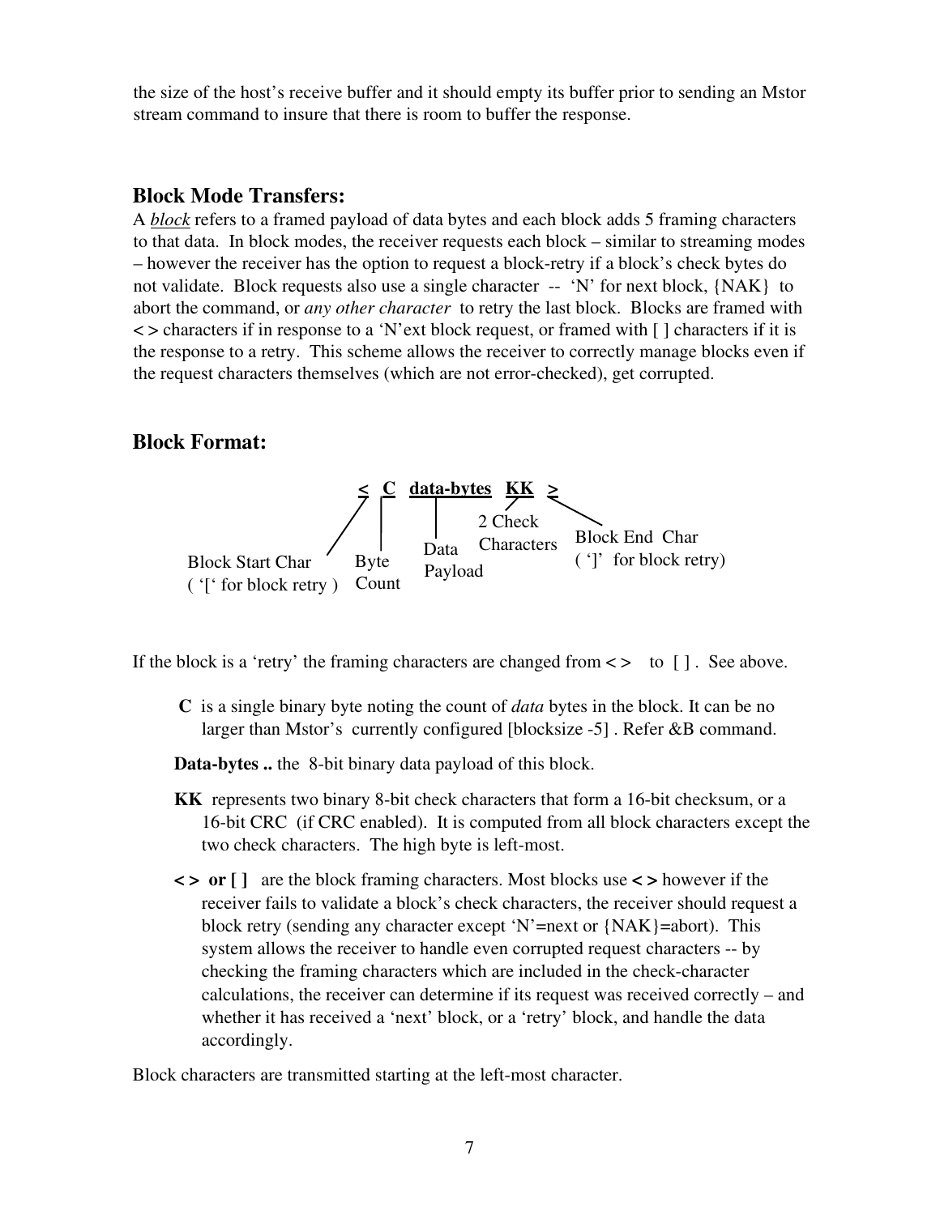the size of the host's receive buffer and it should empty its buffer prior to sending an Mstor stream command to insure that there is room to buffer the response.

## Block Mode Transfers:

A *block* refers to a framed payload of data bytes and each block adds 5 framing characters to that data. In block modes, the receiver requests each block – similar to streaming modes – however the receiver has the option to request a block-retry if a block's check bytes do not validate. Block requests also use a single character -- 'N' for next block, {NAK} to abort the command, or *any other character* to retry the last block. Blocks are framed with **< >** characters if in response to a 'N'ext block request, or framed with [ ] characters if it is the response to a retry. This scheme allows the receiver to correctly manage blocks even if the request characters themselves (which are not error-checked), get corrupted.

## Block Format:

**< C data-bytes KK >**

- **<** — Block Start Char ( '[' for block retry )
- **C** — Byte Count
- **data-bytes** — Data Payload
- **KK** — 2 Check Characters
- **>** — Block End Char ( ']' for block retry)

If the block is a 'retry' the framing characters are changed from **< >** to [ ] . See above.

**C** is a single binary byte noting the count of *data* bytes in the block. It can be no larger than Mstor's currently configured [blocksize -5] . Refer &B command.

**Data-bytes ..** the 8-bit binary data payload of this block.

**KK** represents two binary 8-bit check characters that form a 16-bit checksum, or a 16-bit CRC (if CRC enabled). It is computed from all block characters except the two check characters. The high byte is left-most.

**< > or [ ]** are the block framing characters. Most blocks use **< >** however if the receiver fails to validate a block's check characters, the receiver should request a block retry (sending any character except 'N'=next or {NAK}=abort). This system allows the receiver to handle even corrupted request characters -- by checking the framing characters which are included in the check-character calculations, the receiver can determine if its request was received correctly – and whether it has received a 'next' block, or a 'retry' block, and handle the data accordingly.

Block characters are transmitted starting at the left-most character.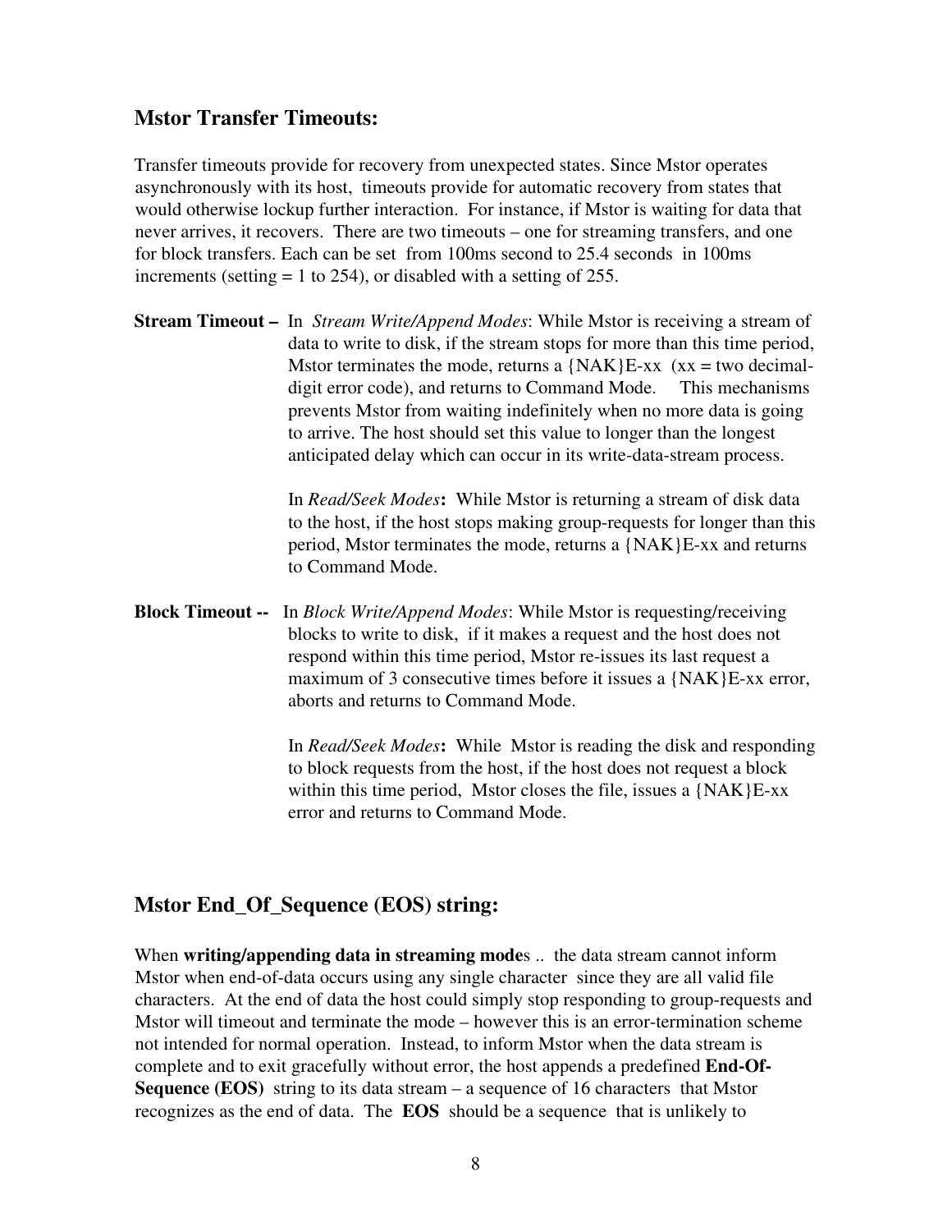## Mstor Transfer Timeouts:

Transfer timeouts provide for recovery from unexpected states. Since Mstor operates asynchronously with its host, timeouts provide for automatic recovery from states that would otherwise lockup further interaction. For instance, if Mstor is waiting for data that never arrives, it recovers. There are two timeouts – one for streaming transfers, and one for block transfers. Each can be set from 100ms second to 25.4 seconds in 100ms increments (setting = 1 to 254), or disabled with a setting of 255.

**Stream Timeout –** In *Stream Write/Append Modes*: While Mstor is receiving a stream of data to write to disk, if the stream stops for more than this time period, Mstor terminates the mode, returns a {NAK}E-xx (xx = two decimal-digit error code), and returns to Command Mode. This mechanisms prevents Mstor from waiting indefinitely when no more data is going to arrive. The host should set this value to longer than the longest anticipated delay which can occur in its write-data-stream process.

In *Read/Seek Modes***:** While Mstor is returning a stream of disk data to the host, if the host stops making group-requests for longer than this period, Mstor terminates the mode, returns a {NAK}E-xx and returns to Command Mode.

**Block Timeout --** In *Block Write/Append Modes*: While Mstor is requesting/receiving blocks to write to disk, if it makes a request and the host does not respond within this time period, Mstor re-issues its last request a maximum of 3 consecutive times before it issues a {NAK}E-xx error, aborts and returns to Command Mode.

In *Read/Seek Modes***:** While Mstor is reading the disk and responding to block requests from the host, if the host does not request a block within this time period, Mstor closes the file, issues a {NAK}E-xx error and returns to Command Mode.

## Mstor End_Of_Sequence (EOS) string:

When **writing/appending data in streaming mode**s .. the data stream cannot inform Mstor when end-of-data occurs using any single character since they are all valid file characters. At the end of data the host could simply stop responding to group-requests and Mstor will timeout and terminate the mode – however this is an error-termination scheme not intended for normal operation. Instead, to inform Mstor when the data stream is complete and to exit gracefully without error, the host appends a predefined **End-Of-Sequence (EOS)** string to its data stream – a sequence of 16 characters that Mstor recognizes as the end of data. The **EOS** should be a sequence that is unlikely to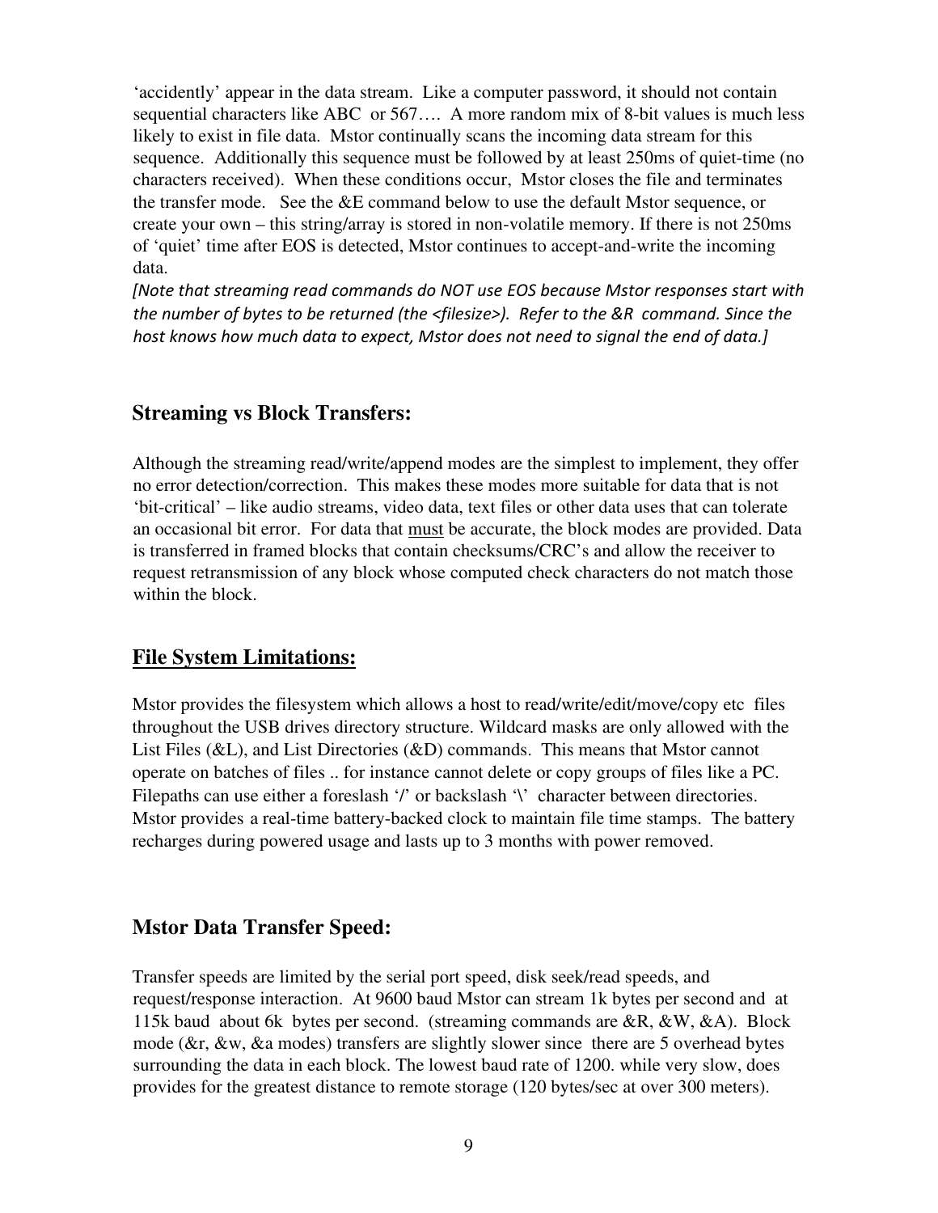'accidently' appear in the data stream. Like a computer password, it should not contain sequential characters like ABC or 567…. A more random mix of 8-bit values is much less likely to exist in file data. Mstor continually scans the incoming data stream for this sequence. Additionally this sequence must be followed by at least 250ms of quiet-time (no characters received). When these conditions occur, Mstor closes the file and terminates the transfer mode. See the &E command below to use the default Mstor sequence, or create your own – this string/array is stored in non-volatile memory. If there is not 250ms of 'quiet' time after EOS is detected, Mstor continues to accept-and-write the incoming data.

*[Note that streaming read commands do NOT use EOS because Mstor responses start with the number of bytes to be returned (the <filesize>). Refer to the &R command. Since the host knows how much data to expect, Mstor does not need to signal the end of data.]*

## Streaming vs Block Transfers:

Although the streaming read/write/append modes are the simplest to implement, they offer no error detection/correction. This makes these modes more suitable for data that is not 'bit-critical' – like audio streams, video data, text files or other data uses that can tolerate an occasional bit error. For data that <u>must</u> be accurate, the block modes are provided. Data is transferred in framed blocks that contain checksums/CRC's and allow the receiver to request retransmission of any block whose computed check characters do not match those within the block.

## <u>File System Limitations:</u>

Mstor provides the filesystem which allows a host to read/write/edit/move/copy etc files throughout the USB drives directory structure. Wildcard masks are only allowed with the List Files (&L), and List Directories (&D) commands. This means that Mstor cannot operate on batches of files .. for instance cannot delete or copy groups of files like a PC. Filepaths can use either a foreslash '/' or backslash '\' character between directories. Mstor provides a real-time battery-backed clock to maintain file time stamps. The battery recharges during powered usage and lasts up to 3 months with power removed.

## Mstor Data Transfer Speed:

Transfer speeds are limited by the serial port speed, disk seek/read speeds, and request/response interaction. At 9600 baud Mstor can stream 1k bytes per second and at 115k baud about 6k bytes per second. (streaming commands are &R, &W, &A). Block mode (&r, &w, &a modes) transfers are slightly slower since there are 5 overhead bytes surrounding the data in each block. The lowest baud rate of 1200. while very slow, does provides for the greatest distance to remote storage (120 bytes/sec at over 300 meters).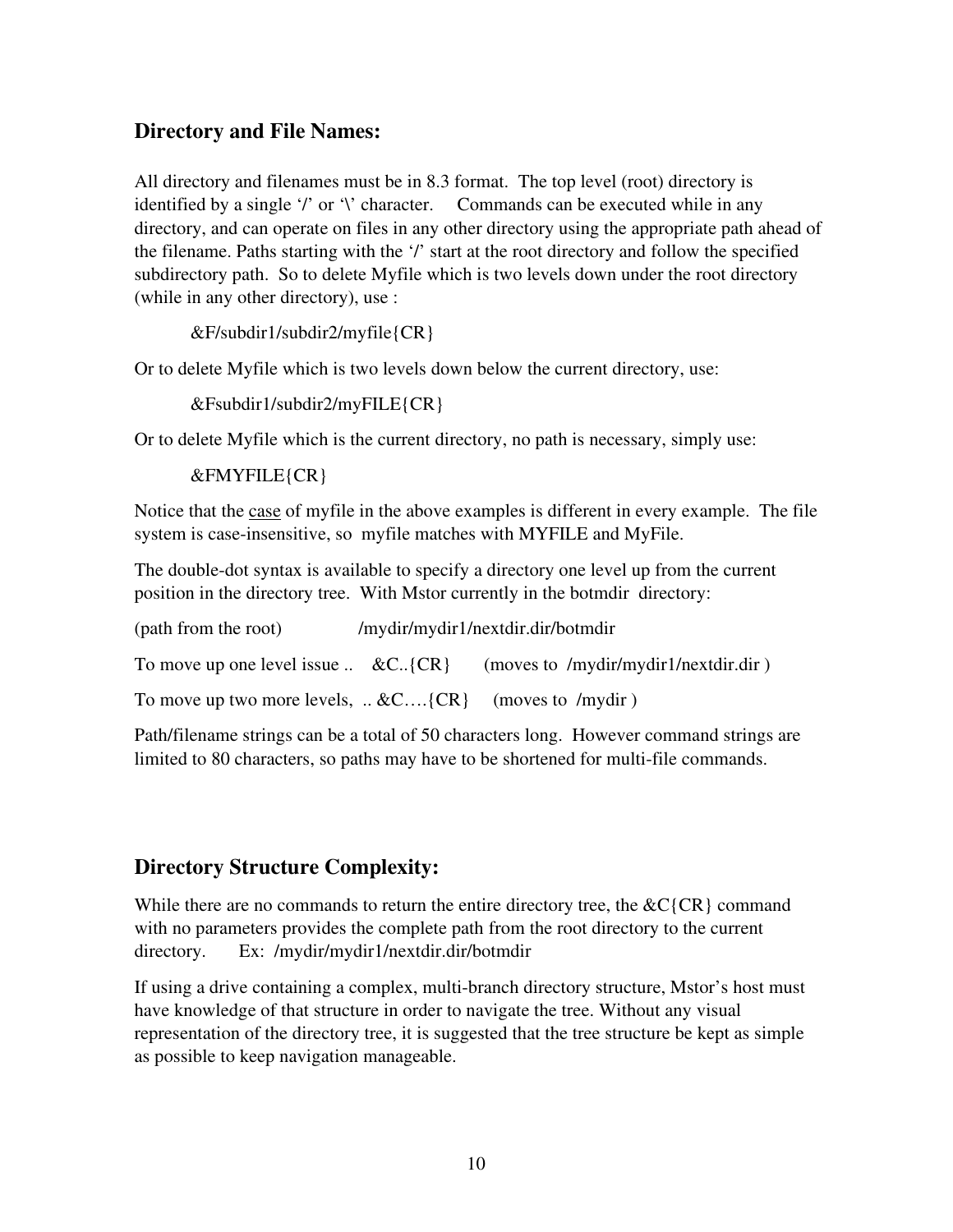## Directory and File Names:

All directory and filenames must be in 8.3 format. The top level (root) directory is identified by a single '/' or '\' character. Commands can be executed while in any directory, and can operate on files in any other directory using the appropriate path ahead of the filename. Paths starting with the '/' start at the root directory and follow the specified subdirectory path. So to delete Myfile which is two levels down under the root directory (while in any other directory), use :

&F/subdir1/subdir2/myfile{CR}

Or to delete Myfile which is two levels down below the current directory, use:

&Fsubdir1/subdir2/myFILE{CR}

Or to delete Myfile which is the current directory, no path is necessary, simply use:

&FMYFILE{CR}

Notice that the <u>case</u> of myfile in the above examples is different in every example. The file system is case-insensitive, so myfile matches with MYFILE and MyFile.

The double-dot syntax is available to specify a directory one level up from the current position in the directory tree. With Mstor currently in the botmdir directory:

(path from the root) /mydir/mydir1/nextdir.dir/botmdir

To move up one level issue .. &C..{CR} (moves to /mydir/mydir1/nextdir.dir )

To move up two more levels, .. &C….{CR} (moves to /mydir )

Path/filename strings can be a total of 50 characters long. However command strings are limited to 80 characters, so paths may have to be shortened for multi-file commands.

## Directory Structure Complexity:

While there are no commands to return the entire directory tree, the &C{CR} command with no parameters provides the complete path from the root directory to the current directory. Ex: /mydir/mydir1/nextdir.dir/botmdir

If using a drive containing a complex, multi-branch directory structure, Mstor's host must have knowledge of that structure in order to navigate the tree. Without any visual representation of the directory tree, it is suggested that the tree structure be kept as simple as possible to keep navigation manageable.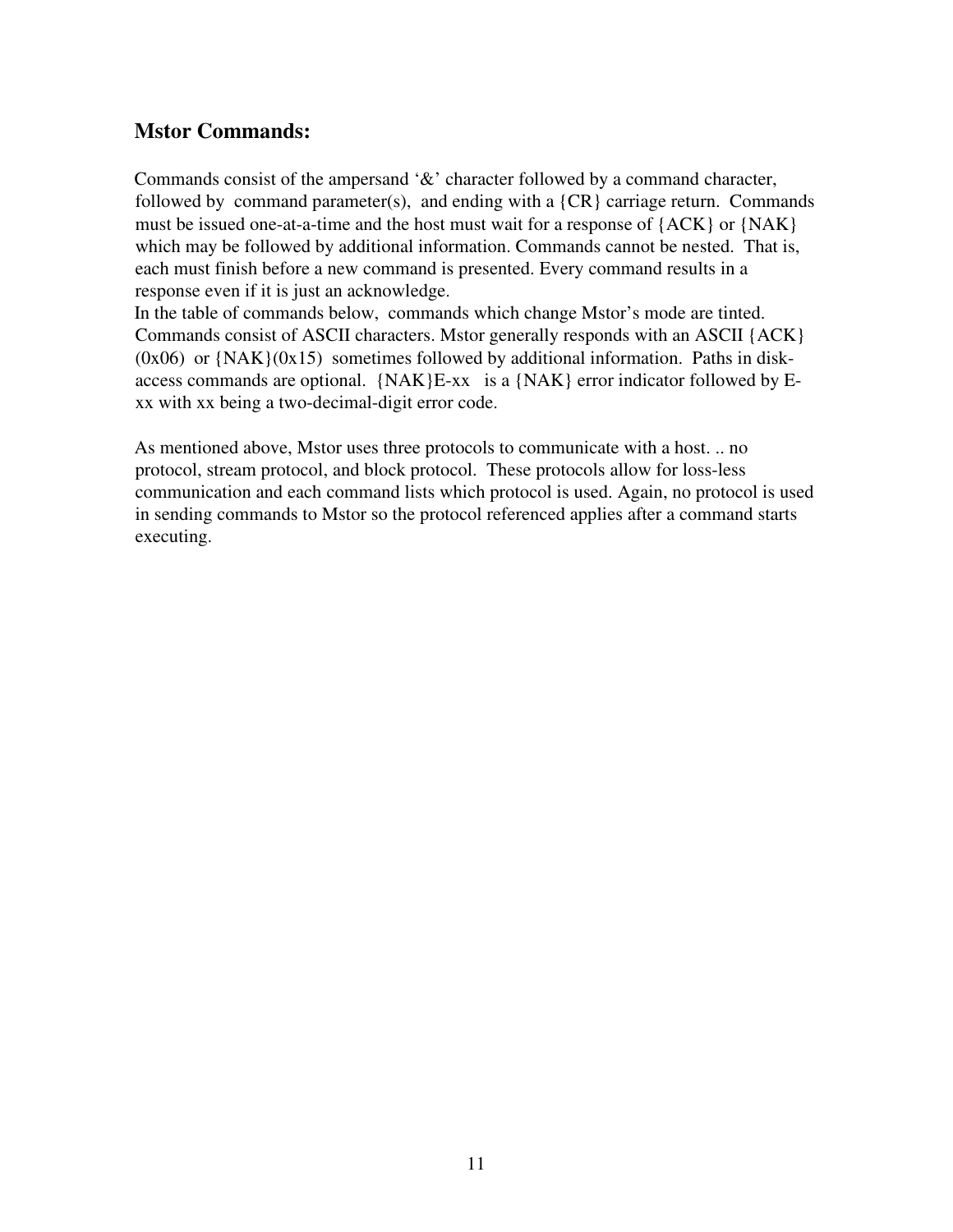## Mstor Commands:

Commands consist of the ampersand '&' character followed by a command character, followed by command parameter(s), and ending with a {CR} carriage return. Commands must be issued one-at-a-time and the host must wait for a response of {ACK} or {NAK} which may be followed by additional information. Commands cannot be nested. That is, each must finish before a new command is presented. Every command results in a response even if it is just an acknowledge.
In the table of commands below, commands which change Mstor's mode are tinted. Commands consist of ASCII characters. Mstor generally responds with an ASCII {ACK} (0x06) or {NAK}(0x15) sometimes followed by additional information. Paths in disk-access commands are optional. {NAK}E-xx is a {NAK} error indicator followed by E-xx with xx being a two-decimal-digit error code.

As mentioned above, Mstor uses three protocols to communicate with a host. .. no protocol, stream protocol, and block protocol. These protocols allow for loss-less communication and each command lists which protocol is used. Again, no protocol is used in sending commands to Mstor so the protocol referenced applies after a command starts executing.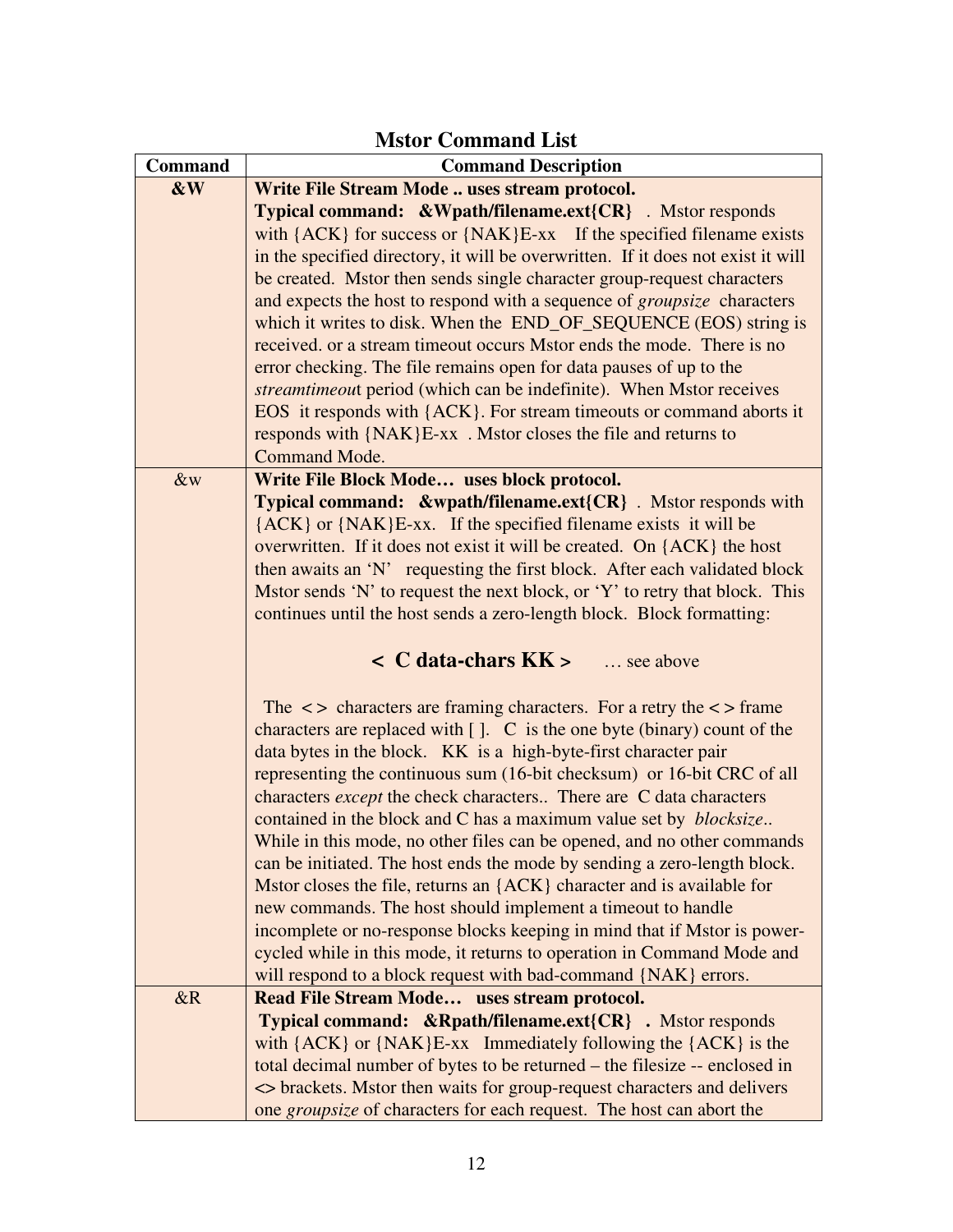## Mstor Command List

| Command | Command Description |
| --- | --- |
| **&W** | **Write File Stream Mode .. uses stream protocol.** **Typical command: &Wpath/filename.ext{CR}** . Mstor responds with {ACK} for success or {NAK}E-xx If the specified filename exists in the specified directory, it will be overwritten. If it does not exist it will be created. Mstor then sends single character group-request characters and expects the host to respond with a sequence of *groupsize* characters which it writes to disk. When the END_OF_SEQUENCE (EOS) string is received. or a stream timeout occurs Mstor ends the mode. There is no error checking. The file remains open for data pauses of up to the *streamtimeout* period (which can be indefinite). When Mstor receives EOS it responds with {ACK}. For stream timeouts or command aborts it responds with {NAK}E-xx . Mstor closes the file and returns to Command Mode. |
| &w | **Write File Block Mode… uses block protocol.** **Typical command: &wpath/filename.ext{CR}** . Mstor responds with {ACK} or {NAK}E-xx. If the specified filename exists it will be overwritten. If it does not exist it will be created. On {ACK} the host then awaits an 'N' requesting the first block. After each validated block Mstor sends 'N' to request the next block, or 'Y' to retry that block. This continues until the host sends a zero-length block. Block formatting: <br><br> **< C data-chars KK >** … see above <br><br> The < > characters are framing characters. For a retry the < > frame characters are replaced with [ ]. C is the one byte (binary) count of the data bytes in the block. KK is a high-byte-first character pair representing the continuous sum (16-bit checksum) or 16-bit CRC of all characters *except* the check characters.. There are C data characters contained in the block and C has a maximum value set by *blocksize*.. While in this mode, no other files can be opened, and no other commands can be initiated. The host ends the mode by sending a zero-length block. Mstor closes the file, returns an {ACK} character and is available for new commands. The host should implement a timeout to handle incomplete or no-response blocks keeping in mind that if Mstor is power-cycled while in this mode, it returns to operation in Command Mode and will respond to a block request with bad-command {NAK} errors. |
| &R | **Read File Stream Mode… uses stream protocol.** **Typical command: &Rpath/filename.ext{CR} .** Mstor responds with {ACK} or {NAK}E-xx Immediately following the {ACK} is the total decimal number of bytes to be returned – the filesize -- enclosed in <> brackets. Mstor then waits for group-request characters and delivers one *groupsize* of characters for each request. The host can abort the |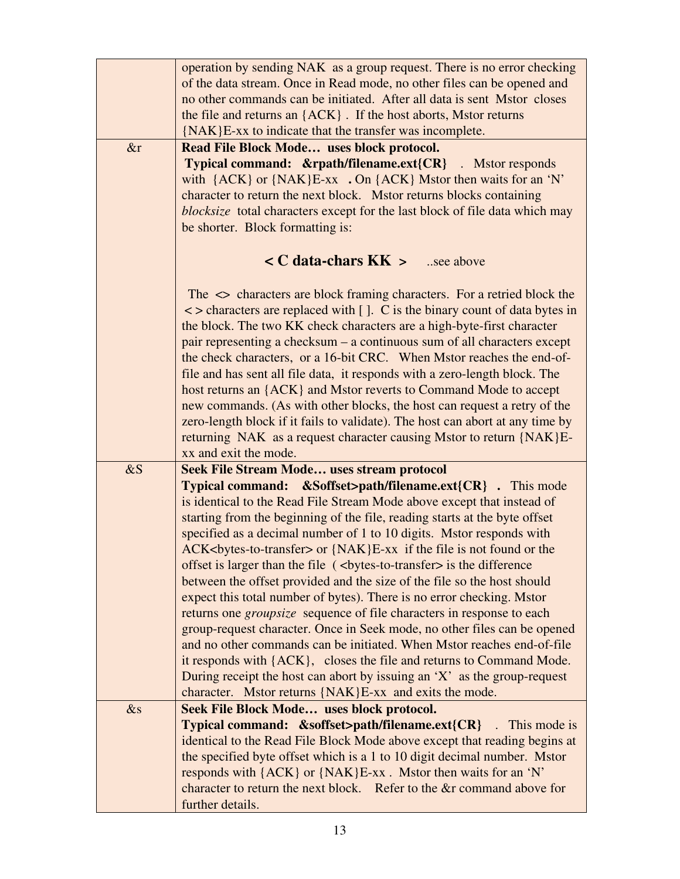| | |
|---|---|
| | operation by sending NAK as a group request. There is no error checking of the data stream. Once in Read mode, no other files can be opened and no other commands can be initiated. After all data is sent Mstor closes the file and returns an {ACK} . If the host aborts, Mstor returns {NAK}E-xx to indicate that the transfer was incomplete. |
| &r | **Read File Block Mode… uses block protocol.** <br> **Typical command: &rpath/filename.ext{CR}** . Mstor responds with {ACK} or {NAK}E-xx **.** On {ACK} Mstor then waits for an 'N' character to return the next block. Mstor returns blocks containing *blocksize* total characters except for the last block of file data which may be shorter. Block formatting is: <br><br> **< C data-chars KK >** ..see above <br><br> The <> characters are block framing characters. For a retried block the < > characters are replaced with [ ]. C is the binary count of data bytes in the block. The two KK check characters are a high-byte-first character pair representing a checksum – a continuous sum of all characters except the check characters, or a 16-bit CRC. When Mstor reaches the end-of-file and has sent all file data, it responds with a zero-length block. The host returns an {ACK} and Mstor reverts to Command Mode to accept new commands. (As with other blocks, the host can request a retry of the zero-length block if it fails to validate). The host can abort at any time by returning NAK as a request character causing Mstor to return {NAK}E-xx and exit the mode. |
| &S | **Seek File Stream Mode… uses stream protocol** <br> **Typical command: &Soffset>path/filename.ext{CR} .** This mode is identical to the Read File Stream Mode above except that instead of starting from the beginning of the file, reading starts at the byte offset specified as a decimal number of 1 to 10 digits. Mstor responds with ACK<bytes-to-transfer> or {NAK}E-xx if the file is not found or the offset is larger than the file ( <bytes-to-transfer> is the difference between the offset provided and the size of the file so the host should expect this total number of bytes). There is no error checking. Mstor returns one *groupsize* sequence of file characters in response to each group-request character. Once in Seek mode, no other files can be opened and no other commands can be initiated. When Mstor reaches end-of-file it responds with {ACK}, closes the file and returns to Command Mode. During receipt the host can abort by issuing an 'X' as the group-request character. Mstor returns {NAK}E-xx and exits the mode. |
| &s | **Seek File Block Mode… uses block protocol.** <br> **Typical command: &soffset>path/filename.ext{CR}** . This mode is identical to the Read File Block Mode above except that reading begins at the specified byte offset which is a 1 to 10 digit decimal number. Mstor responds with {ACK} or {NAK}E-xx . Mstor then waits for an 'N' character to return the next block. Refer to the &r command above for further details. |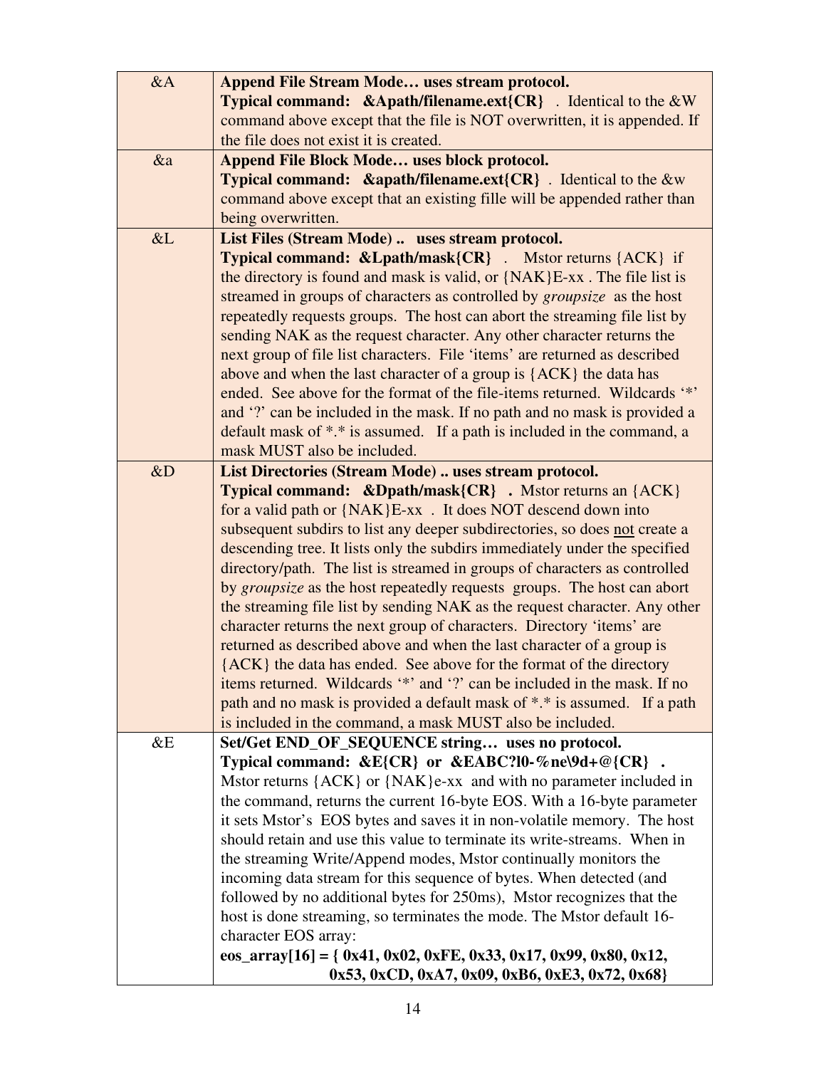| | |
|---|---|
| &A | **Append File Stream Mode… uses stream protocol.** **Typical command: &Apath/filename.ext{CR}** . Identical to the &W command above except that the file is NOT overwritten, it is appended. If the file does not exist it is created. |
| &a | **Append File Block Mode… uses block protocol.** **Typical command: &apath/filename.ext{CR}** . Identical to the &w command above except that an existing fille will be appended rather than being overwritten. |
| &L | **List Files (Stream Mode) .. uses stream protocol.** **Typical command: &Lpath/mask{CR}** . Mstor returns {ACK} if the directory is found and mask is valid, or {NAK}E-xx . The file list is streamed in groups of characters as controlled by *groupsize* as the host repeatedly requests groups. The host can abort the streaming file list by sending NAK as the request character. Any other character returns the next group of file list characters. File 'items' are returned as described above and when the last character of a group is {ACK} the data has ended. See above for the format of the file-items returned. Wildcards '*' and '?' can be included in the mask. If no path and no mask is provided a default mask of *.* is assumed. If a path is included in the command, a mask MUST also be included. |
| &D | **List Directories (Stream Mode) .. uses stream protocol.** **Typical command: &Dpath/mask{CR} .** Mstor returns an {ACK} for a valid path or {NAK}E-xx . It does NOT descend down into subsequent subdirs to list any deeper subdirectories, so does <u>not</u> create a descending tree. It lists only the subdirs immediately under the specified directory/path. The list is streamed in groups of characters as controlled by *groupsize* as the host repeatedly requests groups. The host can abort the streaming file list by sending NAK as the request character. Any other character returns the next group of characters. Directory 'items' are returned as described above and when the last character of a group is {ACK} the data has ended. See above for the format of the directory items returned. Wildcards '*' and '?' can be included in the mask. If no path and no mask is provided a default mask of *.* is assumed. If a path is included in the command, a mask MUST also be included. |
| &E | **Set/Get END_OF_SEQUENCE string… uses no protocol.** **Typical command: &E{CR} or &EABC?l0-%ne\9d+@{CR} .** Mstor returns {ACK} or {NAK}e-xx and with no parameter included in the command, returns the current 16-byte EOS. With a 16-byte parameter it sets Mstor's EOS bytes and saves it in non-volatile memory. The host should retain and use this value to terminate its write-streams. When in the streaming Write/Append modes, Mstor continually monitors the incoming data stream for this sequence of bytes. When detected (and followed by no additional bytes for 250ms), Mstor recognizes that the host is done streaming, so terminates the mode. The Mstor default 16-character EOS array: **eos_array[16] = { 0x41, 0x02, 0xFE, 0x33, 0x17, 0x99, 0x80, 0x12, 0x53, 0xCD, 0xA7, 0x09, 0xB6, 0xE3, 0x72, 0x68}** |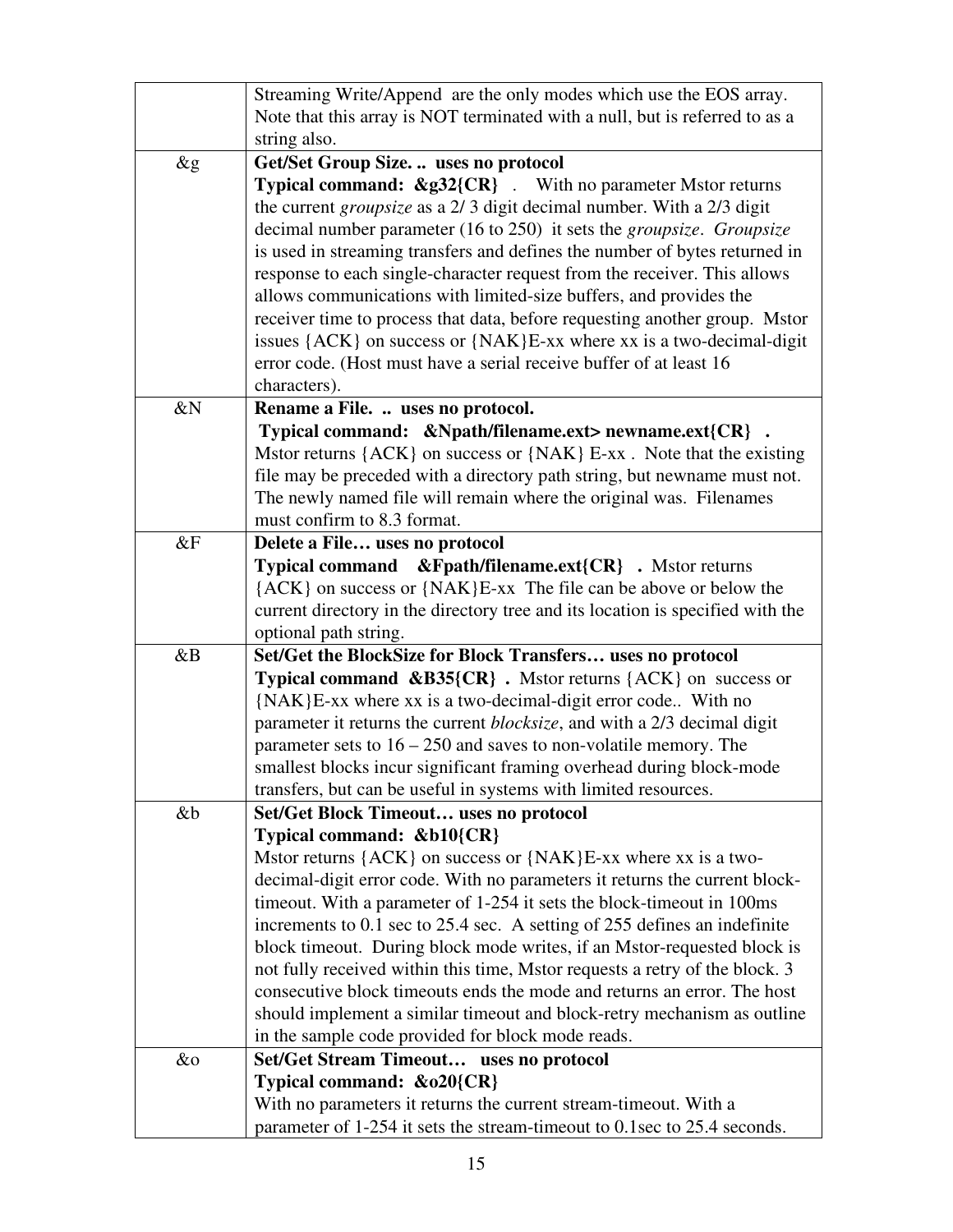| | |
|---|---|
| | Streaming Write/Append are the only modes which use the EOS array. Note that this array is NOT terminated with a null, but is referred to as a string also. |
| &g | **Get/Set Group Size. .. uses no protocol**<br>**Typical command: &g32{CR}** . With no parameter Mstor returns the current *groupsize* as a 2/ 3 digit decimal number. With a 2/3 digit decimal number parameter (16 to 250) it sets the *groupsize*. *Groupsize* is used in streaming transfers and defines the number of bytes returned in response to each single-character request from the receiver. This allows allows communications with limited-size buffers, and provides the receiver time to process that data, before requesting another group. Mstor issues {ACK} on success or {NAK}E-xx where xx is a two-decimal-digit error code. (Host must have a serial receive buffer of at least 16 characters). |
| &N | **Rename a File. .. uses no protocol.**<br>**Typical command: &Npath/filename.ext> newname.ext{CR} .**<br>Mstor returns {ACK} on success or {NAK} E-xx . Note that the existing file may be preceded with a directory path string, but newname must not. The newly named file will remain where the original was. Filenames must confirm to 8.3 format. |
| &F | **Delete a File… uses no protocol**<br>**Typical command &Fpath/filename.ext{CR} .** Mstor returns {ACK} on success or {NAK}E-xx The file can be above or below the current directory in the directory tree and its location is specified with the optional path string. |
| &B | **Set/Get the BlockSize for Block Transfers… uses no protocol**<br>**Typical command &B35{CR} .** Mstor returns {ACK} on success or {NAK}E-xx where xx is a two-decimal-digit error code.. With no parameter it returns the current *blocksize*, and with a 2/3 decimal digit parameter sets to 16 – 250 and saves to non-volatile memory. The smallest blocks incur significant framing overhead during block-mode transfers, but can be useful in systems with limited resources. |
| &b | **Set/Get Block Timeout… uses no protocol**<br>**Typical command: &b10{CR}**<br>Mstor returns {ACK} on success or {NAK}E-xx where xx is a two-decimal-digit error code. With no parameters it returns the current block-timeout. With a parameter of 1-254 it sets the block-timeout in 100ms increments to 0.1 sec to 25.4 sec. A setting of 255 defines an indefinite block timeout. During block mode writes, if an Mstor-requested block is not fully received within this time, Mstor requests a retry of the block. 3 consecutive block timeouts ends the mode and returns an error. The host should implement a similar timeout and block-retry mechanism as outline in the sample code provided for block mode reads. |
| &o | **Set/Get Stream Timeout… uses no protocol**<br>**Typical command: &o20{CR}**<br>With no parameters it returns the current stream-timeout. With a parameter of 1-254 it sets the stream-timeout to 0.1sec to 25.4 seconds. |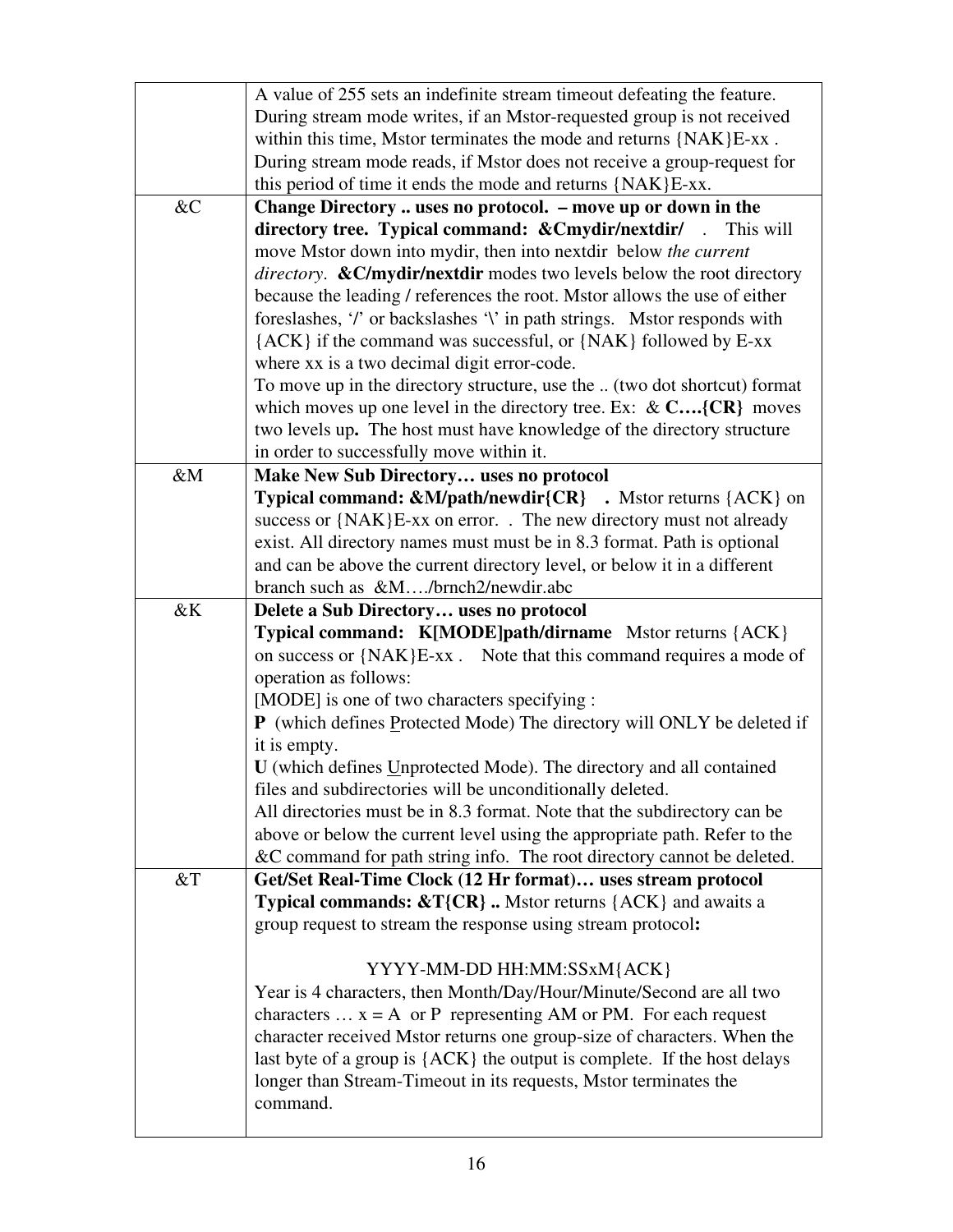| | |
|---|---|
| | A value of 255 sets an indefinite stream timeout defeating the feature. During stream mode writes, if an Mstor-requested group is not received within this time, Mstor terminates the mode and returns {NAK}E-xx . During stream mode reads, if Mstor does not receive a group-request for this period of time it ends the mode and returns {NAK}E-xx. |
| &C | **Change Directory .. uses no protocol. – move up or down in the directory tree. Typical command: &Cmydir/nextdir/** . This will move Mstor down into mydir, then into nextdir below *the current directory*. **&C/mydir/nextdir** modes two levels below the root directory because the leading / references the root. Mstor allows the use of either foreslashes, '/' or backslashes '\' in path strings. Mstor responds with {ACK} if the command was successful, or {NAK} followed by E-xx where xx is a two decimal digit error-code.<br>To move up in the directory structure, use the .. (two dot shortcut) format which moves up one level in the directory tree. Ex: & **C….{CR}** moves two levels up**.** The host must have knowledge of the directory structure in order to successfully move within it. |
| &M | **Make New Sub Directory… uses no protocol**<br>**Typical command: &M/path/newdir{CR} .** Mstor returns {ACK} on success or {NAK}E-xx on error. . The new directory must not already exist. All directory names must must be in 8.3 format. Path is optional and can be above the current directory level, or below it in a different branch such as &M…./brnch2/newdir.abc |
| &K | **Delete a Sub Directory… uses no protocol**<br>**Typical command: K[MODE]path/dirname** Mstor returns {ACK} on success or {NAK}E-xx . Note that this command requires a mode of operation as follows:<br>[MODE] is one of two characters specifying :<br>**P** (which defines <u>P</u>rotected Mode) The directory will ONLY be deleted if it is empty.<br>**U** (which defines <u>U</u>nprotected Mode). The directory and all contained files and subdirectories will be unconditionally deleted.<br>All directories must be in 8.3 format. Note that the subdirectory can be above or below the current level using the appropriate path. Refer to the &C command for path string info. The root directory cannot be deleted. |
| &T | **Get/Set Real-Time Clock (12 Hr format)… uses stream protocol**<br>**Typical commands: &T{CR} ..** Mstor returns {ACK} and awaits a group request to stream the response using stream protocol**:**<br><br>YYYY-MM-DD HH:MM:SSxM{ACK}<br>Year is 4 characters, then Month/Day/Hour/Minute/Second are all two characters … x = A or P representing AM or PM. For each request character received Mstor returns one group-size of characters. When the last byte of a group is {ACK} the output is complete. If the host delays longer than Stream-Timeout in its requests, Mstor terminates the command. |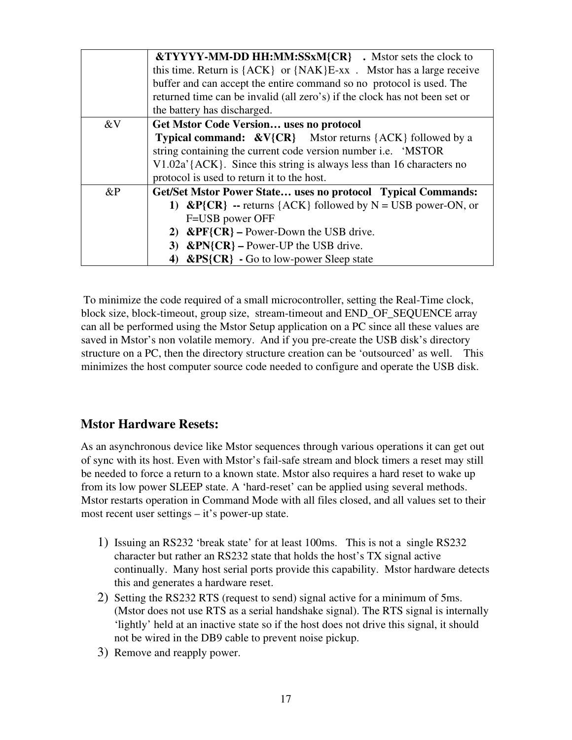| | |
|---|---|
| | **&TYYYY-MM-DD HH:MM:SSxM{CR} .** Mstor sets the clock to this time. Return is {ACK} or {NAK}E-xx . Mstor has a large receive buffer and can accept the entire command so no protocol is used. The returned time can be invalid (all zero's) if the clock has not been set or the battery has discharged. |
| &V | **Get Mstor Code Version… uses no protocol** **Typical command: &V{CR}** Mstor returns {ACK} followed by a string containing the current code version number i.e. 'MSTOR V1.02a'{ACK}. Since this string is always less than 16 characters no protocol is used to return it to the host. |
| &P | **Get/Set Mstor Power State… uses no protocol Typical Commands:** 1) **&P{CR} --** returns {ACK} followed by N = USB power-ON, or F=USB power OFF 2) **&PF{CR} –** Power-Down the USB drive. 3) **&PN{CR} –** Power-UP the USB drive. 4) **&PS{CR} -** Go to low-power Sleep state |

To minimize the code required of a small microcontroller, setting the Real-Time clock, block size, block-timeout, group size, stream-timeout and END_OF_SEQUENCE array can all be performed using the Mstor Setup application on a PC since all these values are saved in Mstor's non volatile memory. And if you pre-create the USB disk's directory structure on a PC, then the directory structure creation can be 'outsourced' as well. This minimizes the host computer source code needed to configure and operate the USB disk.

## Mstor Hardware Resets:

As an asynchronous device like Mstor sequences through various operations it can get out of sync with its host. Even with Mstor's fail-safe stream and block timers a reset may still be needed to force a return to a known state. Mstor also requires a hard reset to wake up from its low power SLEEP state. A 'hard-reset' can be applied using several methods. Mstor restarts operation in Command Mode with all files closed, and all values set to their most recent user settings – it's power-up state.

1) Issuing an RS232 'break state' for at least 100ms. This is not a single RS232 character but rather an RS232 state that holds the host's TX signal active continually. Many host serial ports provide this capability. Mstor hardware detects this and generates a hardware reset.
2) Setting the RS232 RTS (request to send) signal active for a minimum of 5ms. (Mstor does not use RTS as a serial handshake signal). The RTS signal is internally 'lightly' held at an inactive state so if the host does not drive this signal, it should not be wired in the DB9 cable to prevent noise pickup.
3) Remove and reapply power.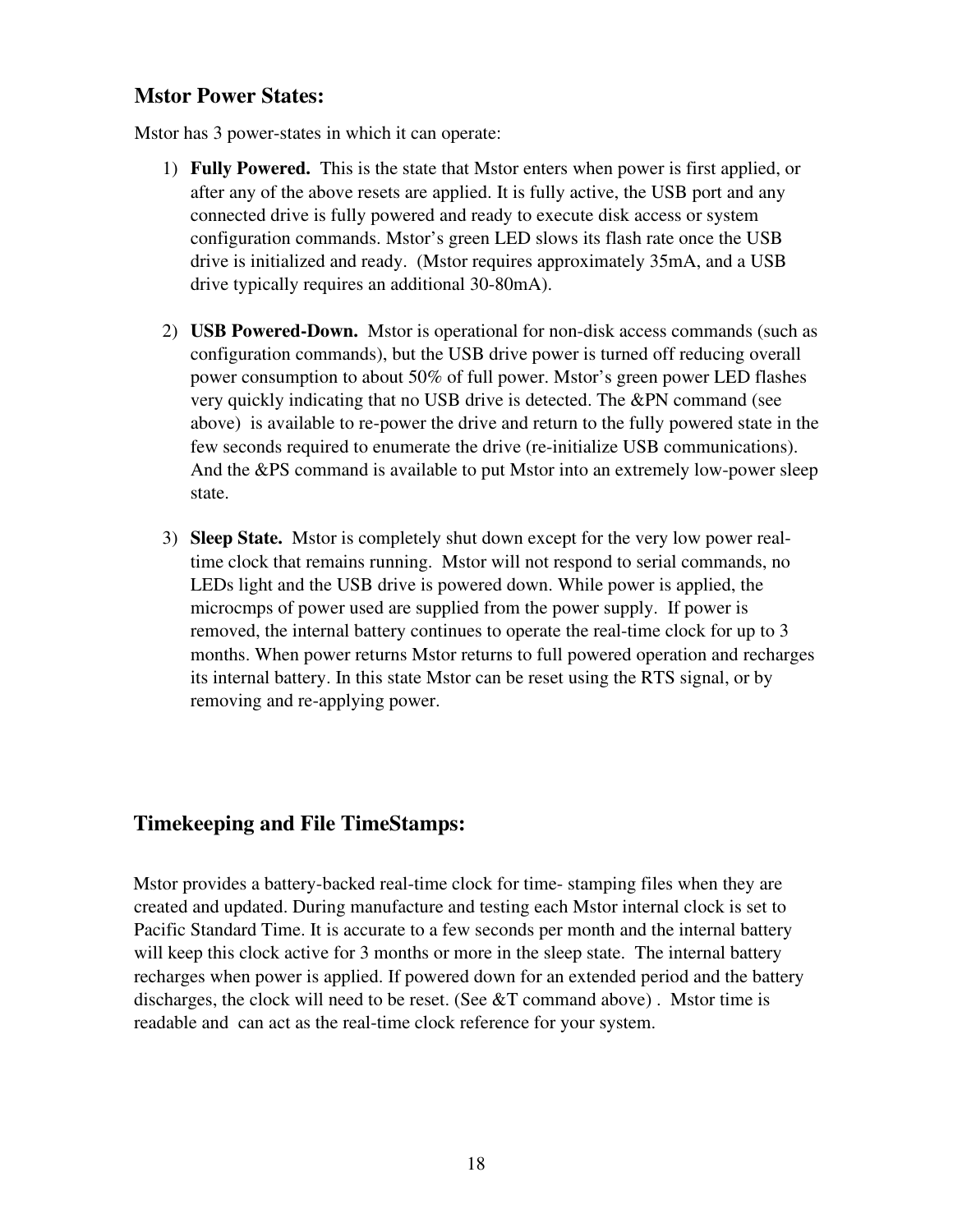## Mstor Power States:

Mstor has 3 power-states in which it can operate:

1) **Fully Powered.** This is the state that Mstor enters when power is first applied, or after any of the above resets are applied. It is fully active, the USB port and any connected drive is fully powered and ready to execute disk access or system configuration commands. Mstor's green LED slows its flash rate once the USB drive is initialized and ready. (Mstor requires approximately 35mA, and a USB drive typically requires an additional 30-80mA).

2) **USB Powered-Down.** Mstor is operational for non-disk access commands (such as configuration commands), but the USB drive power is turned off reducing overall power consumption to about 50% of full power. Mstor's green power LED flashes very quickly indicating that no USB drive is detected. The &PN command (see above) is available to re-power the drive and return to the fully powered state in the few seconds required to enumerate the drive (re-initialize USB communications). And the &PS command is available to put Mstor into an extremely low-power sleep state.

3) **Sleep State.** Mstor is completely shut down except for the very low power real-time clock that remains running. Mstor will not respond to serial commands, no LEDs light and the USB drive is powered down. While power is applied, the microcmps of power used are supplied from the power supply. If power is removed, the internal battery continues to operate the real-time clock for up to 3 months. When power returns Mstor returns to full powered operation and recharges its internal battery. In this state Mstor can be reset using the RTS signal, or by removing and re-applying power.

## Timekeeping and File TimeStamps:

Mstor provides a battery-backed real-time clock for time- stamping files when they are created and updated. During manufacture and testing each Mstor internal clock is set to Pacific Standard Time. It is accurate to a few seconds per month and the internal battery will keep this clock active for 3 months or more in the sleep state. The internal battery recharges when power is applied. If powered down for an extended period and the battery discharges, the clock will need to be reset. (See &T command above) . Mstor time is readable and can act as the real-time clock reference for your system.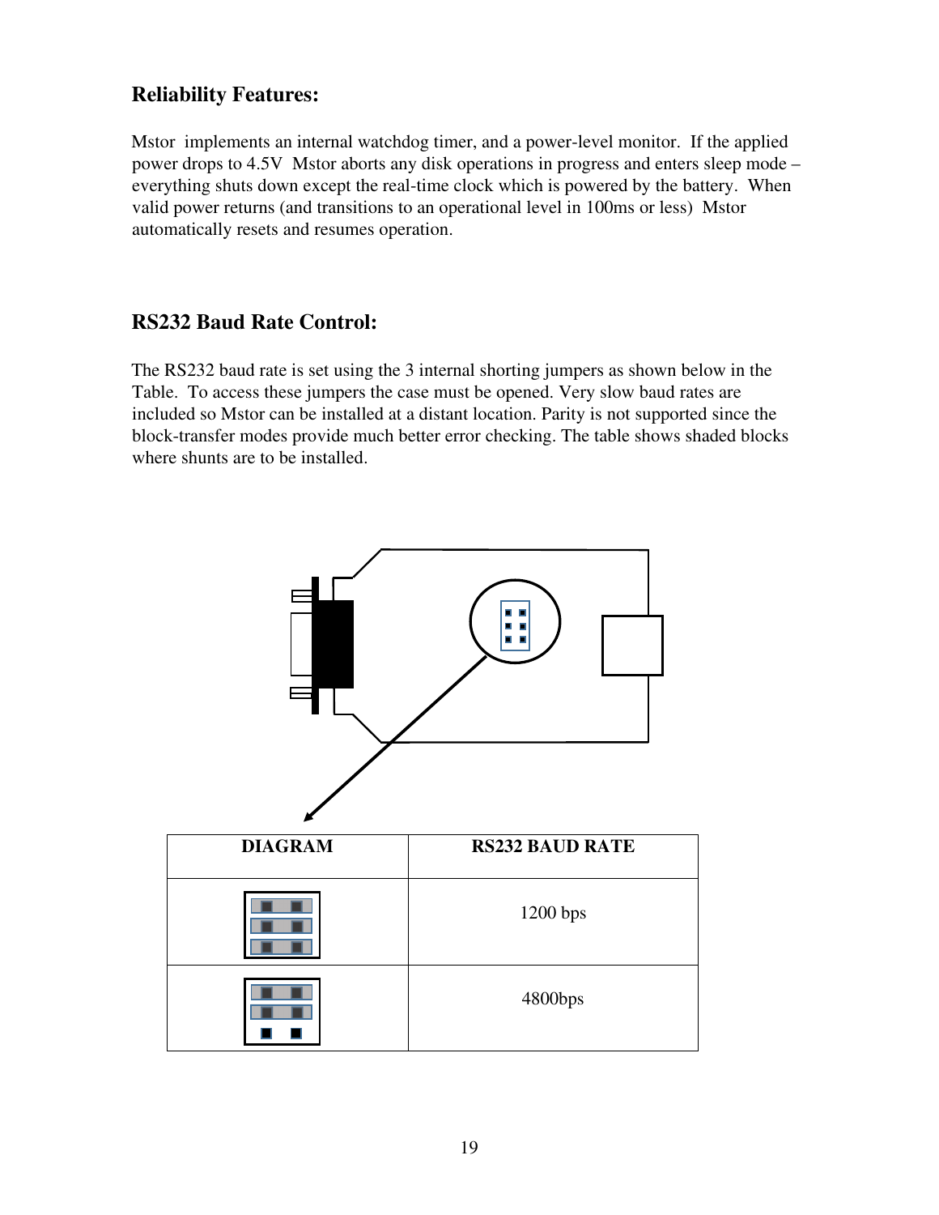## Reliability Features:

Mstor implements an internal watchdog timer, and a power-level monitor. If the applied power drops to 4.5V Mstor aborts any disk operations in progress and enters sleep mode – everything shuts down except the real-time clock which is powered by the battery. When valid power returns (and transitions to an operational level in 100ms or less) Mstor automatically resets and resumes operation.

## RS232 Baud Rate Control:

The RS232 baud rate is set using the 3 internal shorting jumpers as shown below in the Table. To access these jumpers the case must be opened. Very slow baud rates are included so Mstor can be installed at a distant location. Parity is not supported since the block-transfer modes provide much better error checking. The table shows shaded blocks where shunts are to be installed.

| DIAGRAM | RS232 BAUD RATE |
| --- | --- |
| (all 3 jumpers installed) | 1200 bps |
| (top 2 jumpers installed) | 4800bps |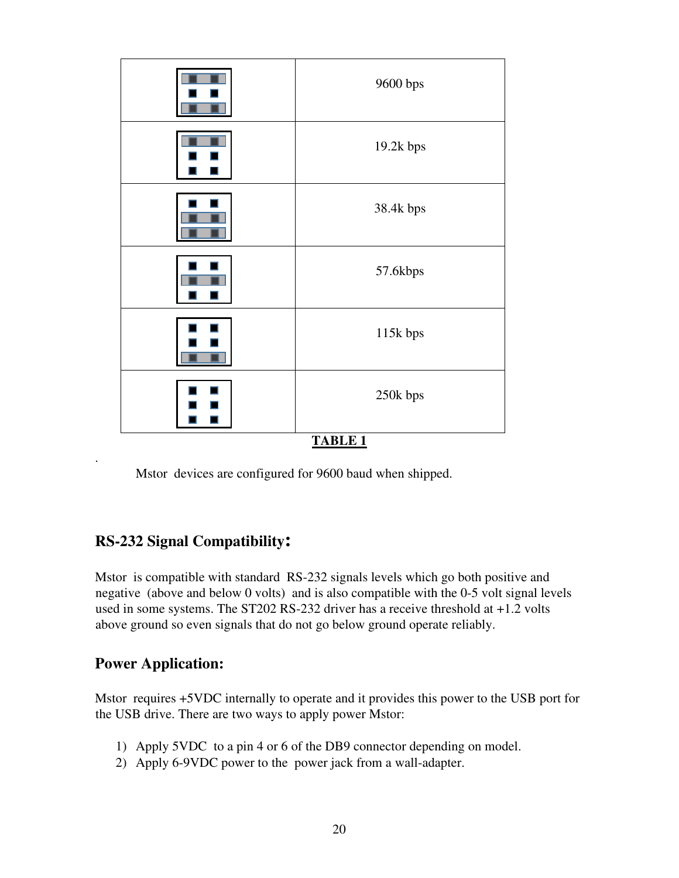| | |
|---|---|
| | 9600 bps |
| | 19.2k bps |
| | 38.4k bps |
| | 57.6kbps |
| | 115k bps |
| | 250k bps |

**TABLE 1**

Mstor devices are configured for 9600 baud when shipped.

## RS-232 Signal Compatibility:

Mstor is compatible with standard RS-232 signals levels which go both positive and negative (above and below 0 volts) and is also compatible with the 0-5 volt signal levels used in some systems. The ST202 RS-232 driver has a receive threshold at +1.2 volts above ground so even signals that do not go below ground operate reliably.

## Power Application:

Mstor requires +5VDC internally to operate and it provides this power to the USB port for the USB drive. There are two ways to apply power Mstor:

1) Apply 5VDC to a pin 4 or 6 of the DB9 connector depending on model.
2) Apply 6-9VDC power to the power jack from a wall-adapter.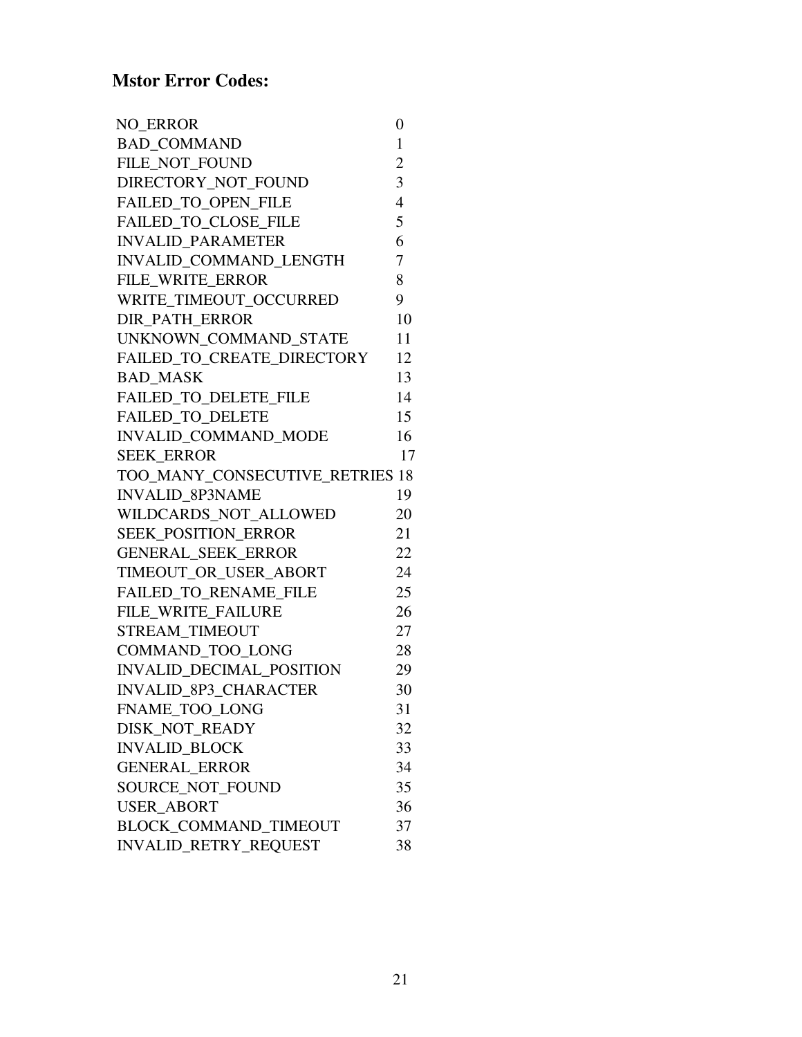### Mstor Error Codes:

| | |
|---|---|
| NO_ERROR | 0 |
| BAD_COMMAND | 1 |
| FILE_NOT_FOUND | 2 |
| DIRECTORY_NOT_FOUND | 3 |
| FAILED_TO_OPEN_FILE | 4 |
| FAILED_TO_CLOSE_FILE | 5 |
| INVALID_PARAMETER | 6 |
| INVALID_COMMAND_LENGTH | 7 |
| FILE_WRITE_ERROR | 8 |
| WRITE_TIMEOUT_OCCURRED | 9 |
| DIR_PATH_ERROR | 10 |
| UNKNOWN_COMMAND_STATE | 11 |
| FAILED_TO_CREATE_DIRECTORY | 12 |
| BAD_MASK | 13 |
| FAILED_TO_DELETE_FILE | 14 |
| FAILED_TO_DELETE | 15 |
| INVALID_COMMAND_MODE | 16 |
| SEEK_ERROR | 17 |
| TOO_MANY_CONSECUTIVE_RETRIES | 18 |
| INVALID_8P3NAME | 19 |
| WILDCARDS_NOT_ALLOWED | 20 |
| SEEK_POSITION_ERROR | 21 |
| GENERAL_SEEK_ERROR | 22 |
| TIMEOUT_OR_USER_ABORT | 24 |
| FAILED_TO_RENAME_FILE | 25 |
| FILE_WRITE_FAILURE | 26 |
| STREAM_TIMEOUT | 27 |
| COMMAND_TOO_LONG | 28 |
| INVALID_DECIMAL_POSITION | 29 |
| INVALID_8P3_CHARACTER | 30 |
| FNAME_TOO_LONG | 31 |
| DISK_NOT_READY | 32 |
| INVALID_BLOCK | 33 |
| GENERAL_ERROR | 34 |
| SOURCE_NOT_FOUND | 35 |
| USER_ABORT | 36 |
| BLOCK_COMMAND_TIMEOUT | 37 |
| INVALID_RETRY_REQUEST | 38 |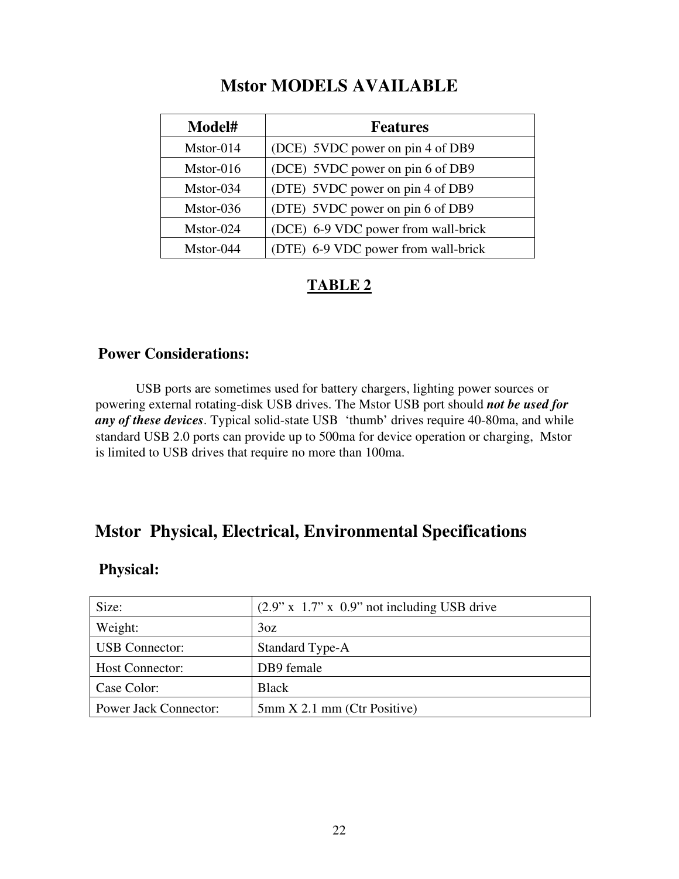# Mstor MODELS AVAILABLE

| Model# | Features |
|---|---|
| Mstor-014 | (DCE) 5VDC power on pin 4 of DB9 |
| Mstor-016 | (DCE) 5VDC power on pin 6 of DB9 |
| Mstor-034 | (DTE) 5VDC power on pin 4 of DB9 |
| Mstor-036 | (DTE) 5VDC power on pin 6 of DB9 |
| Mstor-024 | (DCE) 6-9 VDC power from wall-brick |
| Mstor-044 | (DTE) 6-9 VDC power from wall-brick |

**TABLE 2**

### Power Considerations:

USB ports are sometimes used for battery chargers, lighting power sources or powering external rotating-disk USB drives. The Mstor USB port should ***not be used for any of these devices***. Typical solid-state USB 'thumb' drives require 40-80ma, and while standard USB 2.0 ports can provide up to 500ma for device operation or charging, Mstor is limited to USB drives that require no more than 100ma.

## Mstor Physical, Electrical, Environmental Specifications

### Physical:

| | |
|---|---|
| Size: | (2.9" x 1.7" x 0.9" not including USB drive |
| Weight: | 3oz |
| USB Connector: | Standard Type-A |
| Host Connector: | DB9 female |
| Case Color: | Black |
| Power Jack Connector: | 5mm X 2.1 mm (Ctr Positive) |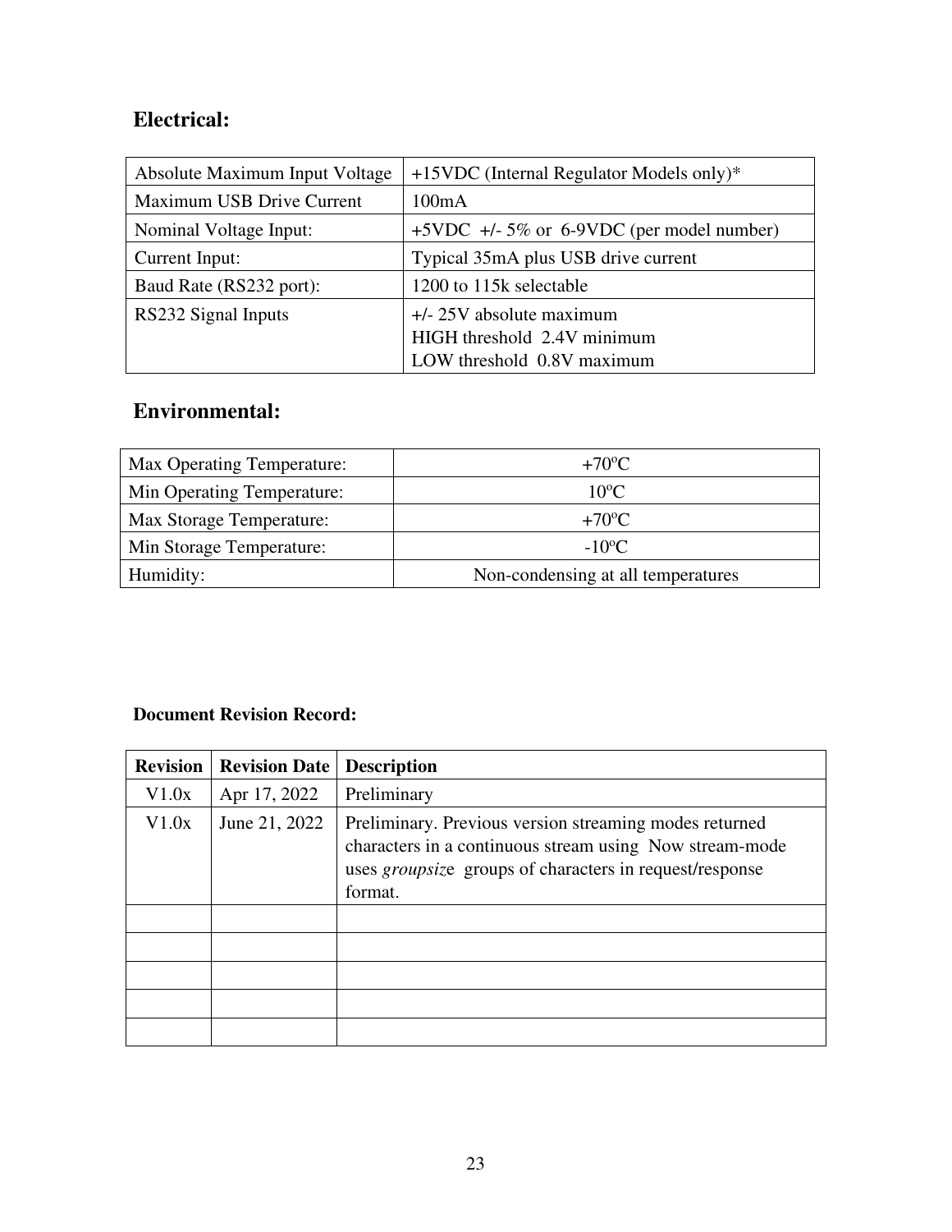## Electrical:

| | |
|---|---|
| Absolute Maximum Input Voltage | +15VDC (Internal Regulator Models only)* |
| Maximum USB Drive Current | 100mA |
| Nominal Voltage Input: | +5VDC +/- 5% or 6-9VDC (per model number) |
| Current Input: | Typical 35mA plus USB drive current |
| Baud Rate (RS232 port): | 1200 to 115k selectable |
| RS232 Signal Inputs | +/- 25V absolute maximum<br>HIGH threshold 2.4V minimum<br>LOW threshold 0.8V maximum |

## Environmental:

| | |
|---|---|
| Max Operating Temperature: | +70ºC |
| Min Operating Temperature: | 10ºC |
| Max Storage Temperature: | +70ºC |
| Min Storage Temperature: | -10ºC |
| Humidity: | Non-condensing at all temperatures |

**Document Revision Record:**

| Revision | Revision Date | Description |
|---|---|---|
| V1.0x | Apr 17, 2022 | Preliminary |
| V1.0x | June 21, 2022 | Preliminary. Previous version streaming modes returned characters in a continuous stream using Now stream-mode uses *groupsize* groups of characters in request/response format. |
| | | |
| | | |
| | | |
| | | |
| | | |